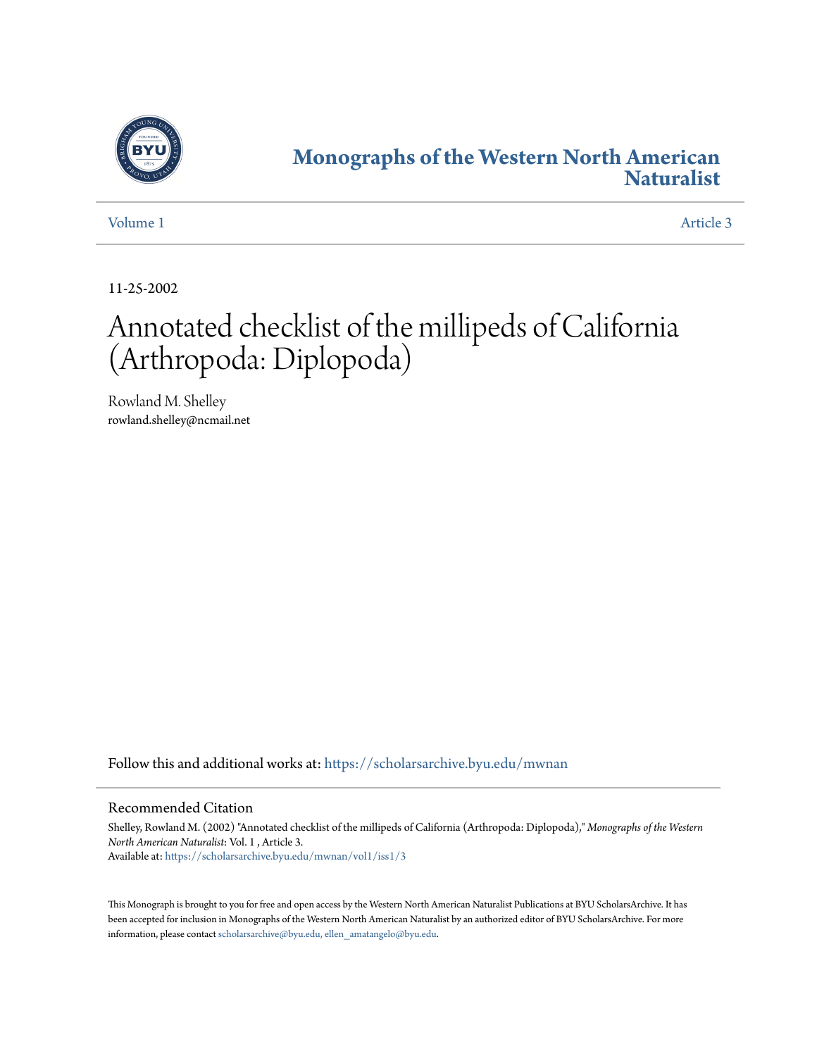# Monographs of the Western North American Naturalist

Volume 1 Article 3

11-25-2002

# Annotated checklist of the millipeds of California (Arthropoda: Diplopoda)

Rowland M. Shelley
rowland.shelley@ncmail.net

Follow this and additional works at: https://scholarsarchive.byu.edu/mwnan

## Recommended Citation

Shelley, Rowland M. (2002) "Annotated checklist of the millipeds of California (Arthropoda: Diplopoda)," *Monographs of the Western North American Naturalist*: Vol. 1 , Article 3.
Available at: https://scholarsarchive.byu.edu/mwnan/vol1/iss1/3

This Monograph is brought to you for free and open access by the Western North American Naturalist Publications at BYU ScholarsArchive. It has been accepted for inclusion in Monographs of the Western North American Naturalist by an authorized editor of BYU ScholarsArchive. For more information, please contact scholarsarchive@byu.edu, ellen_amatangelo@byu.edu.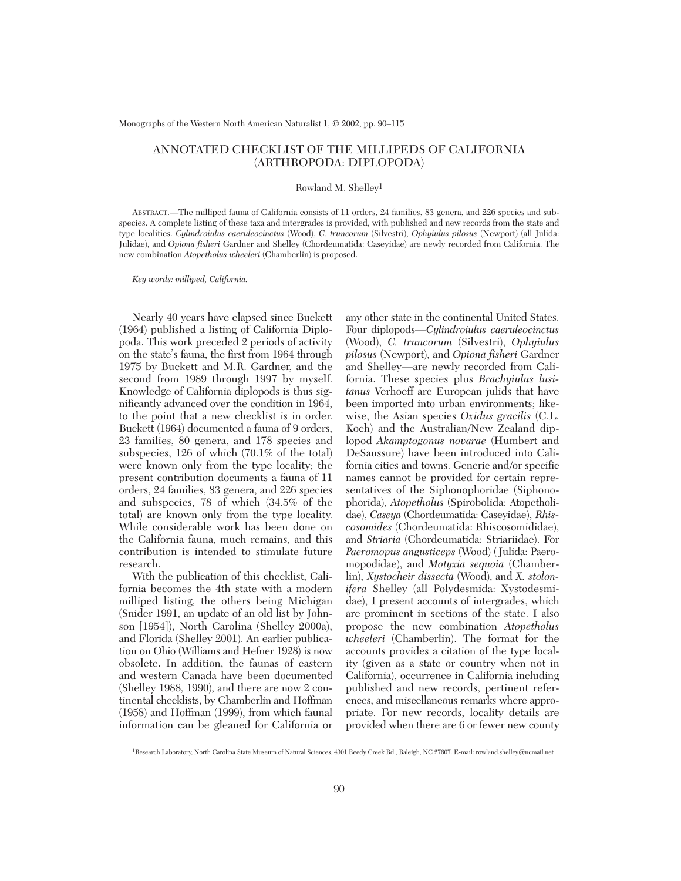# ANNOTATED CHECKLIST OF THE MILLIPEDS OF CALIFORNIA (ARTHROPODA: DIPLOPODA)

Rowland M. Shelley[1]

ABSTRACT.—The milliped fauna of California consists of 11 orders, 24 families, 83 genera, and 226 species and subspecies. A complete listing of these taxa and intergrades is provided, with published and new records from the state and type localities. *Cylindroiulus caeruleocinctus* (Wood), *C. truncorum* (Silvestri), *Ophyiulus pilosus* (Newport) (all Julida: Julidae), and *Opiona fisheri* Gardner and Shelley (Chordeumatida: Caseyidae) are newly recorded from California. The new combination *Atopetholus wheeleri* (Chamberlin) is proposed.

*Key words: milliped, California.*

Nearly 40 years have elapsed since Buckett (1964) published a listing of California Diplopoda. This work preceded 2 periods of activity on the state's fauna, the first from 1964 through 1975 by Buckett and M.R. Gardner, and the second from 1989 through 1997 by myself. Knowledge of California diplopods is thus significantly advanced over the condition in 1964, to the point that a new checklist is in order. Buckett (1964) documented a fauna of 9 orders, 23 families, 80 genera, and 178 species and subspecies, 126 of which (70.1% of the total) were known only from the type locality; the present contribution documents a fauna of 11 orders, 24 families, 83 genera, and 226 species and subspecies, 78 of which (34.5% of the total) are known only from the type locality. While considerable work has been done on the California fauna, much remains, and this contribution is intended to stimulate future research.

With the publication of this checklist, California becomes the 4th state with a modern milliped listing, the others being Michigan (Snider 1991, an update of an old list by Johnson [1954]), North Carolina (Shelley 2000a), and Florida (Shelley 2001). An earlier publication on Ohio (Williams and Hefner 1928) is now obsolete. In addition, the faunas of eastern and western Canada have been documented (Shelley 1988, 1990), and there are now 2 continental checklists, by Chamberlin and Hoffman (1958) and Hoffman (1999), from which faunal information can be gleaned for California or any other state in the continental United States. Four diplopods—*Cylindroiulus caeruleocinctus* (Wood), *C. truncorum* (Silvestri), *Ophyiulus pilosus* (Newport), and *Opiona fisheri* Gardner and Shelley—are newly recorded from California. These species plus *Brachyiulus lusitanus* Verhoeff are European julids that have been imported into urban environments; likewise, the Asian species *Oxidus gracilis* (C.L. Koch) and the Australian/New Zealand diplopod *Akamptogonus novarae* (Humbert and DeSaussure) have been introduced into California cities and towns. Generic and/or specific names cannot be provided for certain representatives of the Siphonophoridae (Siphonophorida), *Atopetholus* (Spirobolida: Atopetholidae), *Caseya* (Chordeumatida: Caseyidae), *Rhiscosomides* (Chordeumatida: Rhiscosomididae), and *Striaria* (Chordeumatida: Striariidae). For *Paeromopus angusticeps* (Wood) (Julida: Paeromopodidae), and *Motyxia sequoia* (Chamberlin), *Xystocheir dissecta* (Wood), and *X. stolonifera* Shelley (all Polydesmida: Xystodesmidae), I present accounts of intergrades, which are prominent in sections of the state. I also propose the new combination *Atopetholus wheeleri* (Chamberlin). The format for the accounts provides a citation of the type locality (given as a state or country when not in California), occurrence in California including published and new records, pertinent references, and miscellaneous remarks where appropriate. For new records, locality details are provided when there are 6 or fewer new county

[1]Research Laboratory, North Carolina State Museum of Natural Sciences, 4301 Reedy Creek Rd., Raleigh, NC 27607. E-mail: rowland.shelley@ncmail.net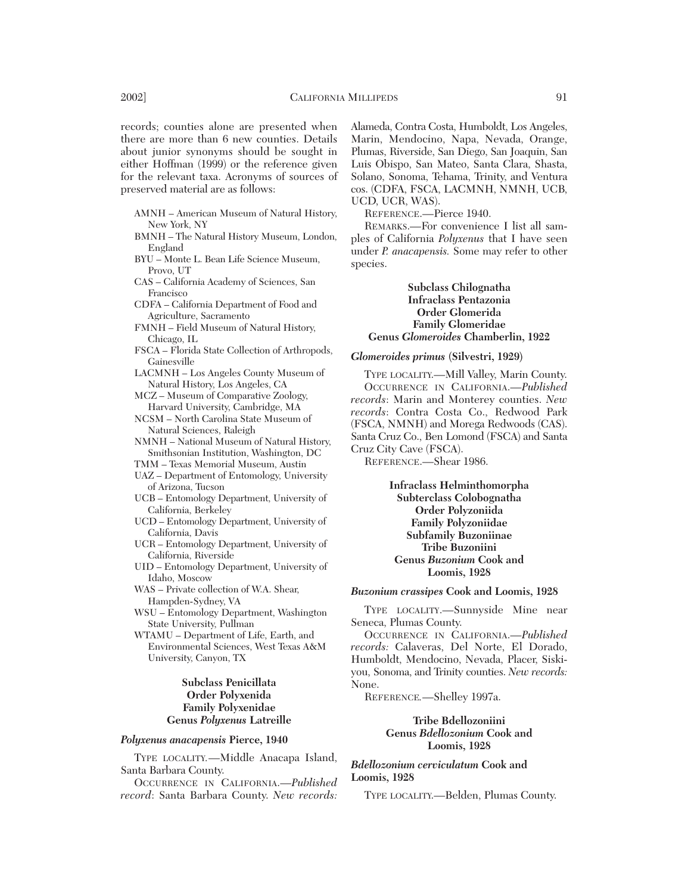records; counties alone are presented when there are more than 6 new counties. Details about junior synonyms should be sought in either Hoffman (1999) or the reference given for the relevant taxa. Acronyms of sources of preserved material are as follows:

- AMNH – American Museum of Natural History, New York, NY
- BMNH – The Natural History Museum, London, England
- BYU – Monte L. Bean Life Science Museum, Provo, UT
- CAS – California Academy of Sciences, San Francisco
- CDFA – California Department of Food and Agriculture, Sacramento
- FMNH – Field Museum of Natural History, Chicago, IL
- FSCA – Florida State Collection of Arthropods, Gainesville
- LACMNH – Los Angeles County Museum of Natural History, Los Angeles, CA
- MCZ – Museum of Comparative Zoology, Harvard University, Cambridge, MA
- NCSM – North Carolina State Museum of Natural Sciences, Raleigh
- NMNH – National Museum of Natural History, Smithsonian Institution, Washington, DC
- TMM – Texas Memorial Museum, Austin
- UAZ – Department of Entomology, University of Arizona, Tucson
- UCB – Entomology Department, University of California, Berkeley
- UCD – Entomology Department, University of California, Davis
- UCR – Entomology Department, University of California, Riverside
- UID – Entomology Department, University of Idaho, Moscow
- WAS – Private collection of W.A. Shear, Hampden-Sydney, VA
- WSU – Entomology Department, Washington State University, Pullman
- WTAMU – Department of Life, Earth, and Environmental Sciences, West Texas A&M University, Canyon, TX

**Subclass Penicillata**
**Order Polyxenida**
**Family Polyxenidae**
**Genus *Polyxenus* Latreille**

### *Polyxenus anacapensis* Pierce, 1940

TYPE LOCALITY.—Middle Anacapa Island, Santa Barbara County.

OCCURRENCE IN CALIFORNIA.—*Published record*: Santa Barbara County. *New records:* Alameda, Contra Costa, Humboldt, Los Angeles, Marin, Mendocino, Napa, Nevada, Orange, Plumas, Riverside, San Diego, San Joaquin, San Luis Obispo, San Mateo, Santa Clara, Shasta, Solano, Sonoma, Tehama, Trinity, and Ventura cos. (CDFA, FSCA, LACMNH, NMNH, UCB, UCD, UCR, WAS).

REFERENCE.—Pierce 1940.

REMARKS.—For convenience I list all samples of California *Polyxenus* that I have seen under *P. anacapensis.* Some may refer to other species.

**Subclass Chilognatha**
**Infraclass Pentazonia**
**Order Glomerida**
**Family Glomeridae**
**Genus *Glomeroides* Chamberlin, 1922**

### *Glomeroides primus* (Silvestri, 1929)

TYPE LOCALITY.—Mill Valley, Marin County.

OCCURRENCE IN CALIFORNIA.—*Published records*: Marin and Monterey counties. *New records*: Contra Costa Co., Redwood Park (FSCA, NMNH) and Morega Redwoods (CAS). Santa Cruz Co., Ben Lomond (FSCA) and Santa Cruz City Cave (FSCA).

REFERENCE.—Shear 1986.

**Infraclass Helminthomorpha**
**Subterclass Colobognatha**
**Order Polyzoniida**
**Family Polyzoniidae**
**Subfamily Buzoniinae**
**Tribe Buzoniini**
**Genus *Buzonium* Cook and Loomis, 1928**

### *Buzonium crassipes* Cook and Loomis, 1928

TYPE LOCALITY.—Sunnyside Mine near Seneca, Plumas County.

OCCURRENCE IN CALIFORNIA.—*Published records:* Calaveras, Del Norte, El Dorado, Humboldt, Mendocino, Nevada, Placer, Siskiyou, Sonoma, and Trinity counties. *New records:* None.

REFERENCE.—Shelley 1997a.

**Tribe Bdellozoniini**
**Genus *Bdellozonium* Cook and Loomis, 1928**

### *Bdellozonium cerviculatum* Cook and Loomis, 1928

TYPE LOCALITY.—Belden, Plumas County.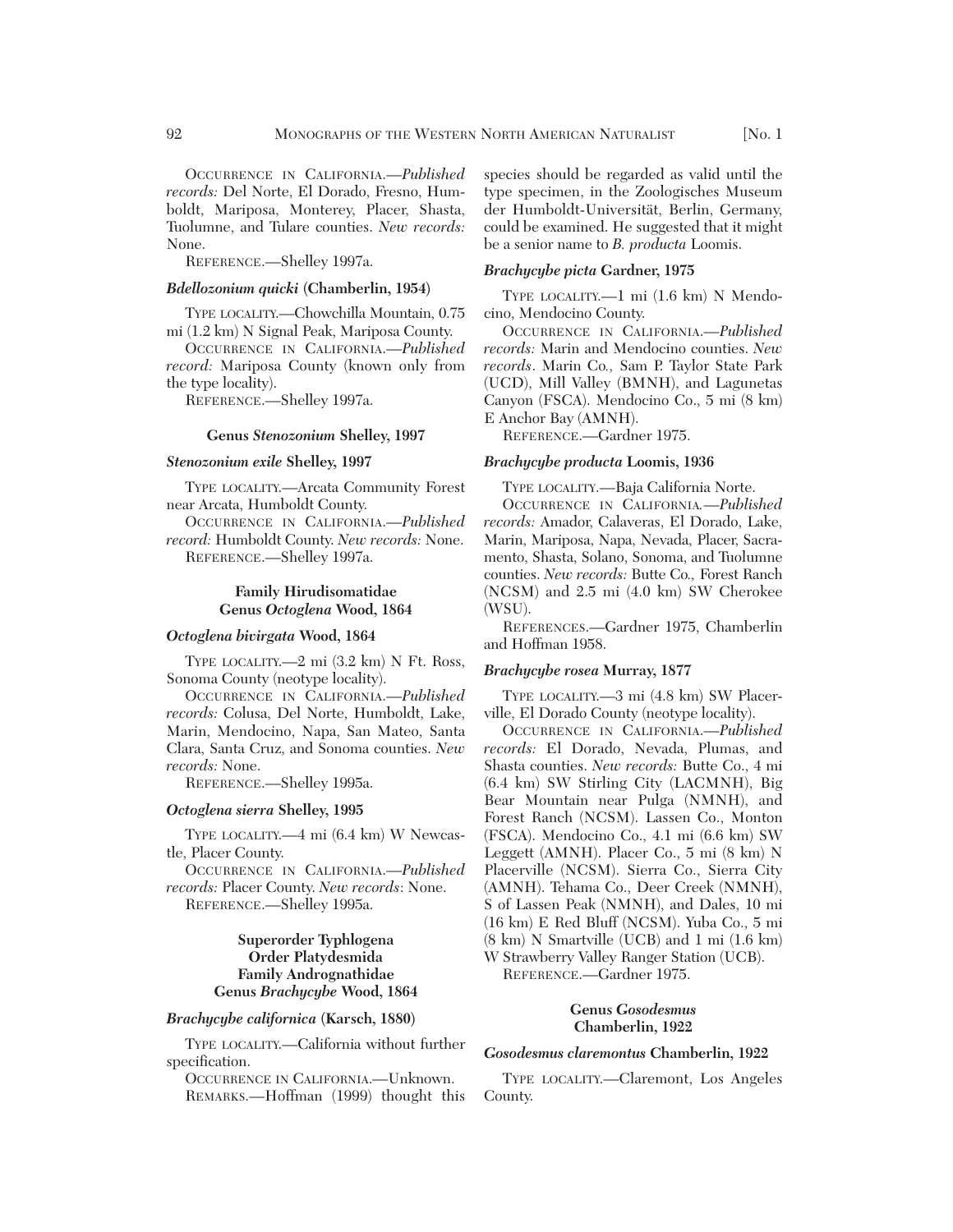OCCURRENCE IN CALIFORNIA.—*Published records:* Del Norte, El Dorado, Fresno, Humboldt, Mariposa, Monterey, Placer, Shasta, Tuolumne, and Tulare counties. *New records:* None.

REFERENCE.—Shelley 1997a.

### *Bdellozonium quicki* (Chamberlin, 1954)

TYPE LOCALITY.—Chowchilla Mountain, 0.75 mi (1.2 km) N Signal Peak, Mariposa County.

OCCURRENCE IN CALIFORNIA.—*Published record:* Mariposa County (known only from the type locality).

REFERENCE.—Shelley 1997a.

## Genus *Stenozonium* Shelley, 1997

### *Stenozonium exile* Shelley, 1997

TYPE LOCALITY.—Arcata Community Forest near Arcata, Humboldt County.

OCCURRENCE IN CALIFORNIA.—*Published record:* Humboldt County. *New records:* None.

REFERENCE.—Shelley 1997a.

## Family Hirudisomatidae
## Genus *Octoglena* Wood, 1864

### *Octoglena bivirgata* Wood, 1864

TYPE LOCALITY.—2 mi (3.2 km) N Ft. Ross, Sonoma County (neotype locality).

OCCURRENCE IN CALIFORNIA.—*Published records:* Colusa, Del Norte, Humboldt, Lake, Marin, Mendocino, Napa, San Mateo, Santa Clara, Santa Cruz, and Sonoma counties. *New records:* None.

REFERENCE.—Shelley 1995a.

### *Octoglena sierra* Shelley, 1995

TYPE LOCALITY.—4 mi (6.4 km) W Newcastle, Placer County.

OCCURRENCE IN CALIFORNIA.—*Published records:* Placer County. *New records*: None.

REFERENCE.—Shelley 1995a.

## Superorder Typhlogena
## Order Platydesmida
## Family Andrognathidae
## Genus *Brachycybe* Wood, 1864

### *Brachycybe californica* (Karsch, 1880)

TYPE LOCALITY.—California without further specification.

OCCURRENCE IN CALIFORNIA.—Unknown.

REMARKS.—Hoffman (1999) thought this species should be regarded as valid until the type specimen, in the Zoologisches Museum der Humboldt-Universität, Berlin, Germany, could be examined. He suggested that it might be a senior name to *B. producta* Loomis.

### *Brachycybe picta* Gardner, 1975

TYPE LOCALITY.—1 mi (1.6 km) N Mendocino, Mendocino County.

OCCURRENCE IN CALIFORNIA.—*Published records:* Marin and Mendocino counties. *New records*. Marin Co., Sam P. Taylor State Park (UCD), Mill Valley (BMNH), and Lagunetas Canyon (FSCA). Mendocino Co., 5 mi (8 km) E Anchor Bay (AMNH).

REFERENCE.—Gardner 1975.

### *Brachycybe producta* Loomis, 1936

TYPE LOCALITY.—Baja California Norte.

OCCURRENCE IN CALIFORNIA.—*Published records:* Amador, Calaveras, El Dorado, Lake, Marin, Mariposa, Napa, Nevada, Placer, Sacramento, Shasta, Solano, Sonoma, and Tuolumne counties. *New records:* Butte Co., Forest Ranch (NCSM) and 2.5 mi (4.0 km) SW Cherokee (WSU).

REFERENCES.—Gardner 1975, Chamberlin and Hoffman 1958.

### *Brachycybe rosea* Murray, 1877

TYPE LOCALITY.—3 mi (4.8 km) SW Placerville, El Dorado County (neotype locality).

OCCURRENCE IN CALIFORNIA.—*Published records:* El Dorado, Nevada, Plumas, and Shasta counties. *New records:* Butte Co., 4 mi (6.4 km) SW Stirling City (LACMNH), Big Bear Mountain near Pulga (NMNH), and Forest Ranch (NCSM). Lassen Co., Monton (FSCA). Mendocino Co., 4.1 mi (6.6 km) SW Leggett (AMNH). Placer Co., 5 mi (8 km) N Placerville (NCSM). Sierra Co., Sierra City (AMNH). Tehama Co., Deer Creek (NMNH), S of Lassen Peak (NMNH), and Dales, 10 mi (16 km) E Red Bluff (NCSM). Yuba Co., 5 mi (8 km) N Smartville (UCB) and 1 mi (1.6 km) W Strawberry Valley Ranger Station (UCB).

REFERENCE.—Gardner 1975.

## Genus *Gosodesmus* Chamberlin, 1922

### *Gosodesmus claremontus* Chamberlin, 1922

TYPE LOCALITY.—Claremont, Los Angeles County.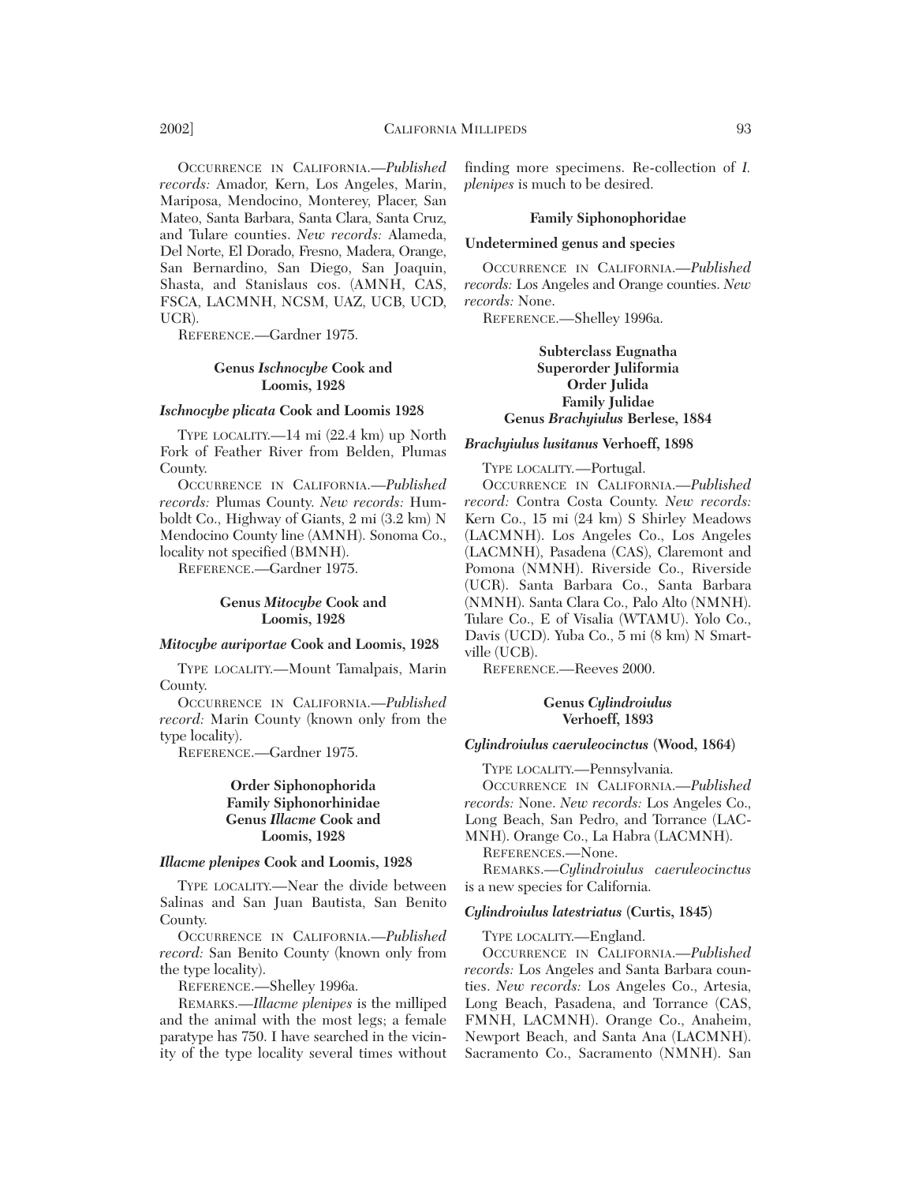OCCURRENCE IN CALIFORNIA.—*Published records:* Amador, Kern, Los Angeles, Marin, Mariposa, Mendocino, Monterey, Placer, San Mateo, Santa Barbara, Santa Clara, Santa Cruz, and Tulare counties. *New records:* Alameda, Del Norte, El Dorado, Fresno, Madera, Orange, San Bernardino, San Diego, San Joaquin, Shasta, and Stanislaus cos. (AMNH, CAS, FSCA, LACMNH, NCSM, UAZ, UCB, UCD, UCR).

REFERENCE.—Gardner 1975.

### Genus *Ischnocybe* Cook and Loomis, 1928

#### *Ischnocybe plicata* Cook and Loomis 1928

TYPE LOCALITY.—14 mi (22.4 km) up North Fork of Feather River from Belden, Plumas County.

OCCURRENCE IN CALIFORNIA.—*Published records:* Plumas County. *New records:* Humboldt Co., Highway of Giants, 2 mi (3.2 km) N Mendocino County line (AMNH). Sonoma Co., locality not specified (BMNH).

REFERENCE.—Gardner 1975.

### Genus *Mitocybe* Cook and Loomis, 1928

#### *Mitocybe auriportae* Cook and Loomis, 1928

TYPE LOCALITY.—Mount Tamalpais, Marin County.

OCCURRENCE IN CALIFORNIA.—*Published record:* Marin County (known only from the type locality).

REFERENCE.—Gardner 1975.

### Order Siphonophorida
### Family Siphonorhinidae
### Genus *Illacme* Cook and Loomis, 1928

#### *Illacme plenipes* Cook and Loomis, 1928

TYPE LOCALITY.—Near the divide between Salinas and San Juan Bautista, San Benito County.

OCCURRENCE IN CALIFORNIA.—*Published record:* San Benito County (known only from the type locality).

REFERENCE.—Shelley 1996a.

REMARKS.—*Illacme plenipes* is the milliped and the animal with the most legs; a female paratype has 750. I have searched in the vicinity of the type locality several times without finding more specimens. Re-collection of *I. plenipes* is much to be desired.

### Family Siphonophoridae

#### Undetermined genus and species

OCCURRENCE IN CALIFORNIA.—*Published records:* Los Angeles and Orange counties. *New records:* None.

REFERENCE.—Shelley 1996a.

### Subterclass Eugnatha
### Superorder Juliformia
### Order Julida
### Family Julidae
### Genus *Brachyiulus* Berlese, 1884

#### *Brachyiulus lusitanus* Verhoeff, 1898

TYPE LOCALITY.—Portugal.

OCCURRENCE IN CALIFORNIA.—*Published record:* Contra Costa County. *New records:* Kern Co., 15 mi (24 km) S Shirley Meadows (LACMNH). Los Angeles Co., Los Angeles (LACMNH), Pasadena (CAS), Claremont and Pomona (NMNH). Riverside Co., Riverside (UCR). Santa Barbara Co., Santa Barbara (NMNH). Santa Clara Co., Palo Alto (NMNH). Tulare Co., E of Visalia (WTAMU). Yolo Co., Davis (UCD). Yuba Co., 5 mi (8 km) N Smartville (UCB).

REFERENCE.—Reeves 2000.

### Genus *Cylindroiulus* Verhoeff, 1893

#### *Cylindroiulus caeruleocinctus* (Wood, 1864)

TYPE LOCALITY.—Pennsylvania.

OCCURRENCE IN CALIFORNIA.—*Published records:* None. *New records:* Los Angeles Co., Long Beach, San Pedro, and Torrance (LACMNH). Orange Co., La Habra (LACMNH).

REFERENCES.—None.

REMARKS.—*Cylindroiulus caeruleocinctus* is a new species for California.

#### *Cylindroiulus latestriatus* (Curtis, 1845)

TYPE LOCALITY.—England.

OCCURRENCE IN CALIFORNIA.—*Published records:* Los Angeles and Santa Barbara counties. *New records:* Los Angeles Co., Artesia, Long Beach, Pasadena, and Torrance (CAS, FMNH, LACMNH). Orange Co., Anaheim, Newport Beach, and Santa Ana (LACMNH). Sacramento Co., Sacramento (NMNH). San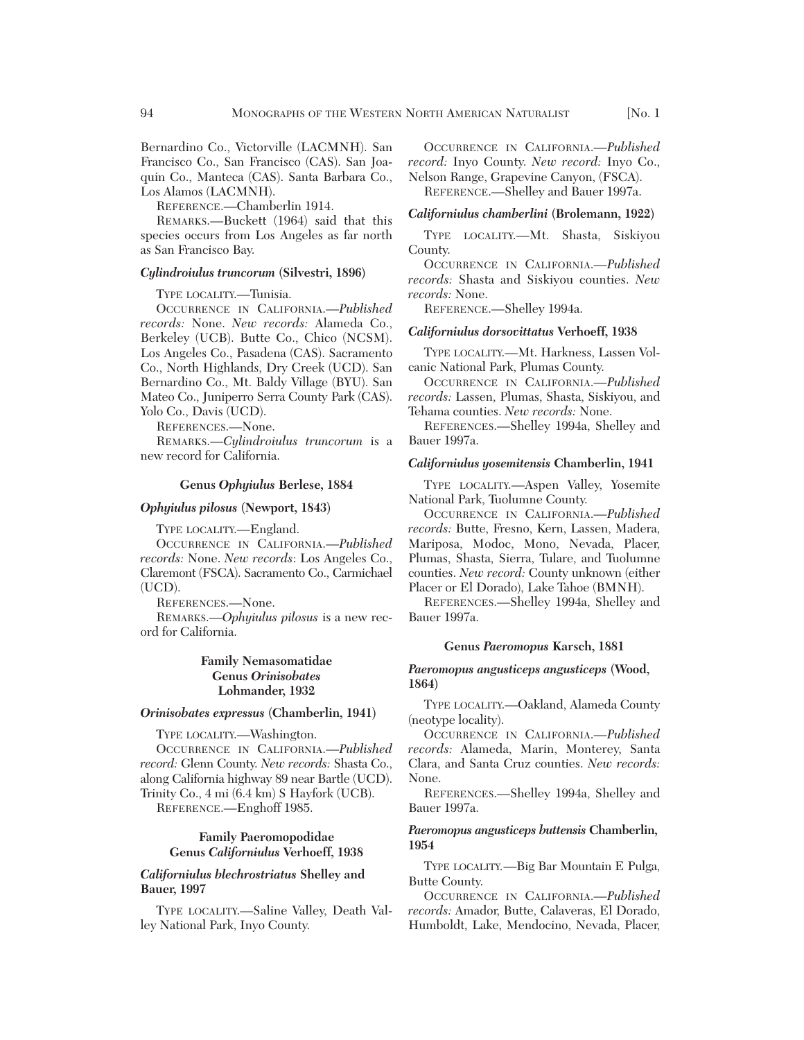Bernardino Co., Victorville (LACMNH). San Francisco Co., San Francisco (CAS). San Joaquin Co., Manteca (CAS). Santa Barbara Co., Los Alamos (LACMNH).

REFERENCE.—Chamberlin 1914.

REMARKS.—Buckett (1964) said that this species occurs from Los Angeles as far north as San Francisco Bay.

#### *Cylindroiulus truncorum* (Silvestri, 1896)

TYPE LOCALITY.—Tunisia.

OCCURRENCE IN CALIFORNIA.—*Published records:* None. *New records:* Alameda Co., Berkeley (UCB). Butte Co., Chico (NCSM). Los Angeles Co., Pasadena (CAS). Sacramento Co., North Highlands, Dry Creek (UCD). San Bernardino Co., Mt. Baldy Village (BYU). San Mateo Co., Juniperro Serra County Park (CAS). Yolo Co., Davis (UCD).

REFERENCES.—None.

REMARKS.—*Cylindroiulus truncorum* is a new record for California.

### Genus *Ophyiulus* Berlese, 1884

#### *Ophyiulus pilosus* (Newport, 1843)

TYPE LOCALITY.—England.

OCCURRENCE IN CALIFORNIA.—*Published records:* None. *New records*: Los Angeles Co., Claremont (FSCA). Sacramento Co., Carmichael (UCD).

REFERENCES.—None.

REMARKS.—*Ophyiulus pilosus* is a new record for California.

## Family Nemasomatidae

### Genus *Orinisobates* Lohmander, 1932

#### *Orinisobates expressus* (Chamberlin, 1941)

TYPE LOCALITY.—Washington.

OCCURRENCE IN CALIFORNIA.—*Published record:* Glenn County. *New records:* Shasta Co., along California highway 89 near Bartle (UCD). Trinity Co., 4 mi (6.4 km) S Hayfork (UCB).

REFERENCE.—Enghoff 1985.

## Family Paeromopodidae

### Genus *Californiulus* Verhoeff, 1938

#### *Californiulus blechrostriatus* Shelley and Bauer, 1997

TYPE LOCALITY.—Saline Valley, Death Valley National Park, Inyo County.

OCCURRENCE IN CALIFORNIA.—*Published record:* Inyo County. *New record:* Inyo Co., Nelson Range, Grapevine Canyon, (FSCA).

REFERENCE.—Shelley and Bauer 1997a.

#### *Californiulus chamberlini* (Brolemann, 1922)

TYPE LOCALITY.—Mt. Shasta, Siskiyou County.

OCCURRENCE IN CALIFORNIA.—*Published records:* Shasta and Siskiyou counties. *New records:* None.

REFERENCE.—Shelley 1994a.

#### *Californiulus dorsovittatus* Verhoeff, 1938

TYPE LOCALITY.—Mt. Harkness, Lassen Volcanic National Park, Plumas County.

OCCURRENCE IN CALIFORNIA.—*Published records:* Lassen, Plumas, Shasta, Siskiyou, and Tehama counties. *New records:* None.

REFERENCES.—Shelley 1994a, Shelley and Bauer 1997a.

#### *Californiulus yosemitensis* Chamberlin, 1941

TYPE LOCALITY.—Aspen Valley, Yosemite National Park, Tuolumne County.

OCCURRENCE IN CALIFORNIA.—*Published records:* Butte, Fresno, Kern, Lassen, Madera, Mariposa, Modoc, Mono, Nevada, Placer, Plumas, Shasta, Sierra, Tulare, and Tuolumne counties. *New record:* County unknown (either Placer or El Dorado), Lake Tahoe (BMNH).

REFERENCES.—Shelley 1994a, Shelley and Bauer 1997a.

### Genus *Paeromopus* Karsch, 1881

#### *Paeromopus angusticeps angusticeps* (Wood, 1864)

TYPE LOCALITY.—Oakland, Alameda County (neotype locality).

OCCURRENCE IN CALIFORNIA.—*Published records:* Alameda, Marin, Monterey, Santa Clara, and Santa Cruz counties. *New records:* None.

REFERENCES.—Shelley 1994a, Shelley and Bauer 1997a.

#### *Paeromopus angusticeps buttensis* Chamberlin, 1954

TYPE LOCALITY.—Big Bar Mountain E Pulga, Butte County.

OCCURRENCE IN CALIFORNIA.—*Published records:* Amador, Butte, Calaveras, El Dorado, Humboldt, Lake, Mendocino, Nevada, Placer,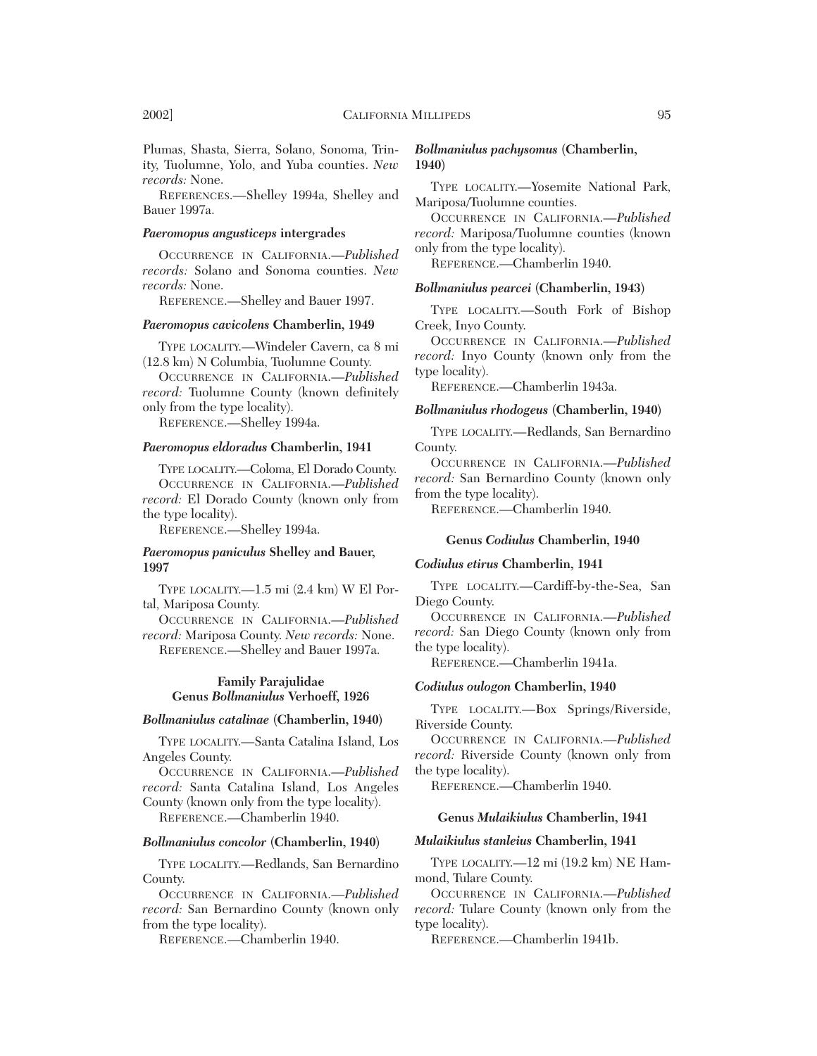Plumas, Shasta, Sierra, Solano, Sonoma, Trinity, Tuolumne, Yolo, and Yuba counties. *New records:* None.

REFERENCES.—Shelley 1994a, Shelley and Bauer 1997a.

### *Paeromopus angusticeps* intergrades

OCCURRENCE IN CALIFORNIA.—*Published records:* Solano and Sonoma counties. *New records:* None.

REFERENCE.—Shelley and Bauer 1997.

### *Paeromopus cavicolens* Chamberlin, 1949

TYPE LOCALITY.—Windeler Cavern, ca 8 mi (12.8 km) N Columbia, Tuolumne County.

OCCURRENCE IN CALIFORNIA.—*Published record:* Tuolumne County (known definitely only from the type locality).

REFERENCE.—Shelley 1994a.

### *Paeromopus eldoradus* Chamberlin, 1941

TYPE LOCALITY.—Coloma, El Dorado County.

OCCURRENCE IN CALIFORNIA.—*Published record:* El Dorado County (known only from the type locality).

REFERENCE.—Shelley 1994a.

### *Paeromopus paniculus* Shelley and Bauer, 1997

TYPE LOCALITY.—1.5 mi (2.4 km) W El Portal, Mariposa County.

OCCURRENCE IN CALIFORNIA.—*Published record:* Mariposa County. *New records:* None.

REFERENCE.—Shelley and Bauer 1997a.

## Family Parajulidae
## Genus *Bollmaniulus* Verhoeff, 1926

### *Bollmaniulus catalinae* (Chamberlin, 1940)

TYPE LOCALITY.—Santa Catalina Island, Los Angeles County.

OCCURRENCE IN CALIFORNIA.—*Published record:* Santa Catalina Island, Los Angeles County (known only from the type locality).

REFERENCE.—Chamberlin 1940.

### *Bollmaniulus concolor* (Chamberlin, 1940)

TYPE LOCALITY.—Redlands, San Bernardino County.

OCCURRENCE IN CALIFORNIA.—*Published record:* San Bernardino County (known only from the type locality).

REFERENCE.—Chamberlin 1940.

### *Bollmaniulus pachysomus* (Chamberlin, 1940)

TYPE LOCALITY.—Yosemite National Park, Mariposa/Tuolumne counties.

OCCURRENCE IN CALIFORNIA.—*Published record:* Mariposa/Tuolumne counties (known only from the type locality).

REFERENCE.—Chamberlin 1940.

### *Bollmaniulus pearcei* (Chamberlin, 1943)

TYPE LOCALITY.—South Fork of Bishop Creek, Inyo County.

OCCURRENCE IN CALIFORNIA.—*Published record:* Inyo County (known only from the type locality).

REFERENCE.—Chamberlin 1943a.

### *Bollmaniulus rhodogeus* (Chamberlin, 1940)

TYPE LOCALITY.—Redlands, San Bernardino County.

OCCURRENCE IN CALIFORNIA.—*Published record:* San Bernardino County (known only from the type locality).

REFERENCE.—Chamberlin 1940.

## Genus *Codiulus* Chamberlin, 1940

### *Codiulus etirus* Chamberlin, 1941

TYPE LOCALITY.—Cardiff-by-the-Sea, San Diego County.

OCCURRENCE IN CALIFORNIA.—*Published record:* San Diego County (known only from the type locality).

REFERENCE.—Chamberlin 1941a.

### *Codiulus oulogon* Chamberlin, 1940

TYPE LOCALITY.—Box Springs/Riverside, Riverside County.

OCCURRENCE IN CALIFORNIA.—*Published record:* Riverside County (known only from the type locality).

REFERENCE.—Chamberlin 1940.

## Genus *Mulaikiulus* Chamberlin, 1941

### *Mulaikiulus stanleius* Chamberlin, 1941

TYPE LOCALITY.—12 mi (19.2 km) NE Hammond, Tulare County.

OCCURRENCE IN CALIFORNIA.—*Published record:* Tulare County (known only from the type locality).

REFERENCE.—Chamberlin 1941b.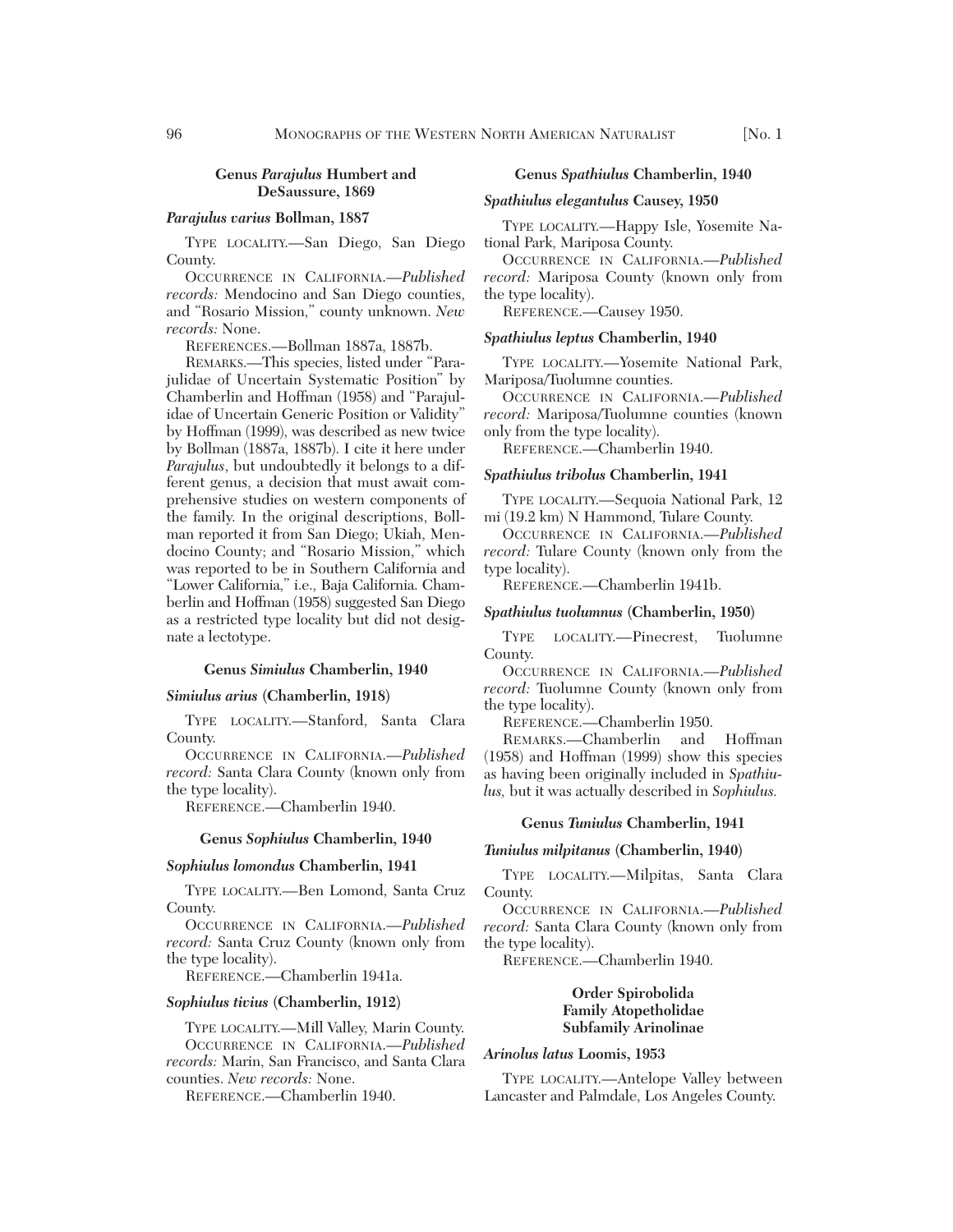### Genus *Parajulus* Humbert and DeSaussure, 1869

#### *Parajulus varius* Bollman, 1887

Type locality.—San Diego, San Diego County.

Occurrence in California.—*Published records:* Mendocino and San Diego counties, and "Rosario Mission," county unknown. *New records:* None.

References.—Bollman 1887a, 1887b.

Remarks.—This species, listed under "Parajulidae of Uncertain Systematic Position" by Chamberlin and Hoffman (1958) and "Parajulidae of Uncertain Generic Position or Validity" by Hoffman (1999), was described as new twice by Bollman (1887a, 1887b). I cite it here under *Parajulus*, but undoubtedly it belongs to a different genus, a decision that must await comprehensive studies on western components of the family. In the original descriptions, Bollman reported it from San Diego; Ukiah, Mendocino County; and "Rosario Mission," which was reported to be in Southern California and "Lower California," i.e., Baja California. Chamberlin and Hoffman (1958) suggested San Diego as a restricted type locality but did not designate a lectotype.

### Genus *Simiulus* Chamberlin, 1940

#### *Simiulus arius* (Chamberlin, 1918)

Type locality.—Stanford, Santa Clara County.

Occurrence in California.—*Published record:* Santa Clara County (known only from the type locality).

Reference.—Chamberlin 1940.

### Genus *Sophiulus* Chamberlin, 1940

#### *Sophiulus lomondus* Chamberlin, 1941

Type locality.—Ben Lomond, Santa Cruz County.

Occurrence in California.—*Published record:* Santa Cruz County (known only from the type locality).

Reference.—Chamberlin 1941a.

#### *Sophiulus tivius* (Chamberlin, 1912)

Type locality.—Mill Valley, Marin County.

Occurrence in California.—*Published records:* Marin, San Francisco, and Santa Clara counties. *New records:* None.

Reference.—Chamberlin 1940.

### Genus *Spathiulus* Chamberlin, 1940

#### *Spathiulus elegantulus* Causey, 1950

Type locality.—Happy Isle, Yosemite National Park, Mariposa County.

Occurrence in California.—*Published record:* Mariposa County (known only from the type locality).

Reference.—Causey 1950.

#### *Spathiulus leptus* Chamberlin, 1940

Type locality.—Yosemite National Park, Mariposa/Tuolumne counties.

Occurrence in California.—*Published record:* Mariposa/Tuolumne counties (known only from the type locality).

Reference.—Chamberlin 1940.

#### *Spathiulus tribolus* Chamberlin, 1941

Type locality.—Sequoia National Park, 12 mi (19.2 km) N Hammond, Tulare County.

Occurrence in California.—*Published record:* Tulare County (known only from the type locality).

Reference.—Chamberlin 1941b.

#### *Spathiulus tuolumnus* (Chamberlin, 1950)

Type locality.—Pinecrest, Tuolumne County.

Occurrence in California.—*Published record:* Tuolumne County (known only from the type locality).

Reference.—Chamberlin 1950.

Remarks.—Chamberlin and Hoffman (1958) and Hoffman (1999) show this species as having been originally included in *Spathiulus,* but it was actually described in *Sophiulus.*

### Genus *Tuniulus* Chamberlin, 1941

#### *Tuniulus milpitanus* (Chamberlin, 1940)

Type locality.—Milpitas, Santa Clara County.

Occurrence in California.—*Published record:* Santa Clara County (known only from the type locality).

Reference.—Chamberlin 1940.

## Order Spirobolida
## Family Atopetholidae
### Subfamily Arinolinae

#### *Arinolus latus* Loomis, 1953

Type locality.—Antelope Valley between Lancaster and Palmdale, Los Angeles County.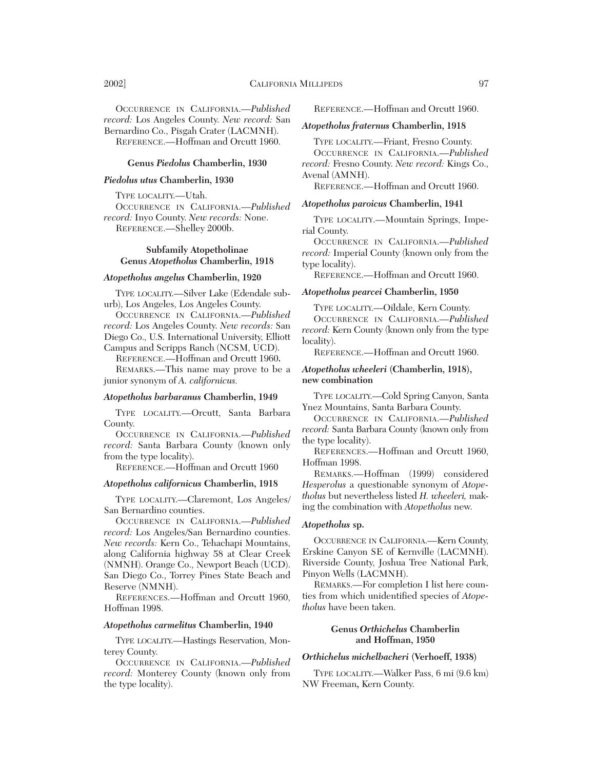OCCURRENCE IN CALIFORNIA.—*Published record:* Los Angeles County. *New record:* San Bernardino Co., Pisgah Crater (LACMNH).

REFERENCE.—Hoffman and Orcutt 1960.

### Genus *Piedolus* Chamberlin, 1930

#### *Piedolus utus* Chamberlin, 1930

TYPE LOCALITY.—Utah.

OCCURRENCE IN CALIFORNIA.—*Published record:* Inyo County. *New records:* None.

REFERENCE.—Shelley 2000b.

## Subfamily Atopetholinae

### Genus *Atopetholus* Chamberlin, 1918

#### *Atopetholus angelus* Chamberlin, 1920

TYPE LOCALITY.—Silver Lake (Edendale suburb), Los Angeles, Los Angeles County.

OCCURRENCE IN CALIFORNIA.—*Published record:* Los Angeles County. *New records:* San Diego Co., U.S. International University, Elliott Campus and Scripps Ranch (NCSM, UCD).

REFERENCE.—Hoffman and Orcutt 1960.

REMARKS.—This name may prove to be a junior synonym of *A. californicus.*

#### *Atopetholus barbaranus* Chamberlin, 1949

TYPE LOCALITY.—Orcutt, Santa Barbara County.

OCCURRENCE IN CALIFORNIA.—*Published record:* Santa Barbara County (known only from the type locality).

REFERENCE.—Hoffman and Orcutt 1960

#### *Atopetholus californicus* Chamberlin, 1918

TYPE LOCALITY.—Claremont, Los Angeles/ San Bernardino counties.

OCCURRENCE IN CALIFORNIA.—*Published record:* Los Angeles/San Bernardino counties. *New records:* Kern Co., Tehachapi Mountains, along California highway 58 at Clear Creek (NMNH). Orange Co., Newport Beach (UCD). San Diego Co., Torrey Pines State Beach and Reserve (NMNH).

REFERENCES.—Hoffman and Orcutt 1960, Hoffman 1998.

#### *Atopetholus carmelitus* Chamberlin, 1940

TYPE LOCALITY.—Hastings Reservation, Monterey County.

OCCURRENCE IN CALIFORNIA.—*Published record:* Monterey County (known only from the type locality).

REFERENCE.—Hoffman and Orcutt 1960.

#### *Atopetholus fraternus* Chamberlin, 1918

TYPE LOCALITY.—Friant, Fresno County.

OCCURRENCE IN CALIFORNIA.—*Published record:* Fresno County. *New record:* Kings Co., Avenal (AMNH).

REFERENCE.—Hoffman and Orcutt 1960.

#### *Atopetholus paroicus* Chamberlin, 1941

TYPE LOCALITY.—Mountain Springs, Imperial County.

OCCURRENCE IN CALIFORNIA.—*Published record:* Imperial County (known only from the type locality).

REFERENCE.—Hoffman and Orcutt 1960.

#### *Atopetholus pearcei* Chamberlin, 1950

TYPE LOCALITY.—Oildale, Kern County.

OCCURRENCE IN CALIFORNIA.—*Published record:* Kern County (known only from the type locality).

REFERENCE.—Hoffman and Orcutt 1960.

#### *Atopetholus wheeleri* (Chamberlin, 1918), new combination

TYPE LOCALITY.—Cold Spring Canyon, Santa Ynez Mountains, Santa Barbara County.

OCCURRENCE IN CALIFORNIA.—*Published record:* Santa Barbara County (known only from the type locality).

REFERENCES.—Hoffman and Orcutt 1960, Hoffman 1998.

REMARKS.—Hoffman (1999) considered *Hesperolus* a questionable synonym of *Atopetholus* but nevertheless listed *H. wheeleri,* making the combination with *Atopetholus* new.

#### *Atopetholus* sp.

OCCURRENCE IN CALIFORNIA.—Kern County, Erskine Canyon SE of Kernville (LACMNH). Riverside County, Joshua Tree National Park, Pinyon Wells (LACMNH).

REMARKS.—For completion I list here counties from which unidentified species of *Atopetholus* have been taken.

### Genus *Orthichelus* Chamberlin and Hoffman, 1950

#### *Orthichelus michelbacheri* (Verhoeff, 1938)

TYPE LOCALITY.—Walker Pass, 6 mi (9.6 km) NW Freeman, Kern County.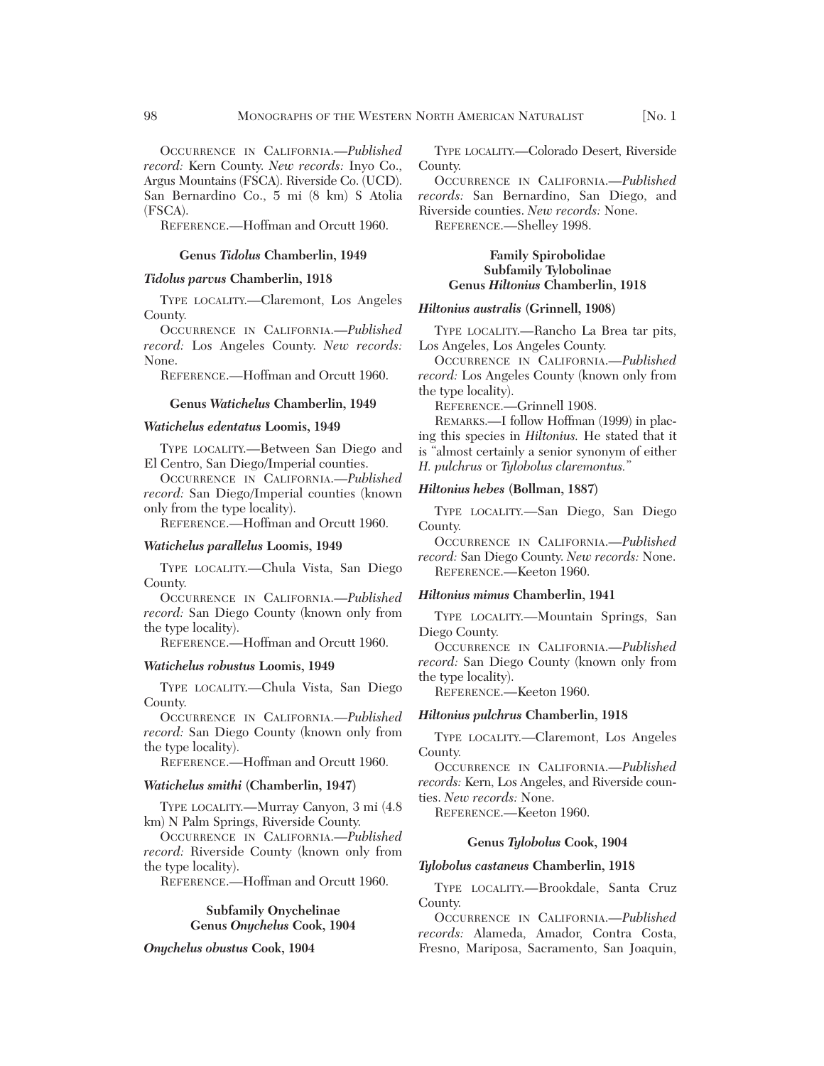OCCURRENCE IN CALIFORNIA.—*Published record:* Kern County. *New records:* Inyo Co., Argus Mountains (FSCA). Riverside Co. (UCD). San Bernardino Co., 5 mi (8 km) S Atolia (FSCA).

REFERENCE.—Hoffman and Orcutt 1960.

#### Genus *Tidolus* Chamberlin, 1949

##### *Tidolus parvus* Chamberlin, 1918

TYPE LOCALITY.—Claremont, Los Angeles County.

OCCURRENCE IN CALIFORNIA.—*Published record:* Los Angeles County. *New records:* None.

REFERENCE.—Hoffman and Orcutt 1960.

#### Genus *Watichelus* Chamberlin, 1949

##### *Watichelus edentatus* Loomis, 1949

TYPE LOCALITY.—Between San Diego and El Centro, San Diego/Imperial counties.

OCCURRENCE IN CALIFORNIA.—*Published record:* San Diego/Imperial counties (known only from the type locality).

REFERENCE.—Hoffman and Orcutt 1960.

##### *Watichelus parallelus* Loomis, 1949

TYPE LOCALITY.—Chula Vista, San Diego County.

OCCURRENCE IN CALIFORNIA.—*Published record:* San Diego County (known only from the type locality).

REFERENCE.—Hoffman and Orcutt 1960.

##### *Watichelus robustus* Loomis, 1949

TYPE LOCALITY.—Chula Vista, San Diego County.

OCCURRENCE IN CALIFORNIA.—*Published record:* San Diego County (known only from the type locality).

REFERENCE.—Hoffman and Orcutt 1960.

##### *Watichelus smithi* (Chamberlin, 1947)

TYPE LOCALITY.—Murray Canyon, 3 mi (4.8 km) N Palm Springs, Riverside County.

OCCURRENCE IN CALIFORNIA.—*Published record:* Riverside County (known only from the type locality).

REFERENCE.—Hoffman and Orcutt 1960.

### Subfamily Onychelinae
#### Genus *Onychelus* Cook, 1904

##### *Onychelus obustus* Cook, 1904

TYPE LOCALITY.—Colorado Desert, Riverside County.

OCCURRENCE IN CALIFORNIA.—*Published records:* San Bernardino, San Diego, and Riverside counties. *New records:* None.

REFERENCE.—Shelley 1998.

## Family Spirobolidae
### Subfamily Tylobolinae
#### Genus *Hiltonius* Chamberlin, 1918

##### *Hiltonius australis* (Grinnell, 1908)

TYPE LOCALITY.—Rancho La Brea tar pits, Los Angeles, Los Angeles County.

OCCURRENCE IN CALIFORNIA.—*Published record:* Los Angeles County (known only from the type locality).

REFERENCE.—Grinnell 1908.

REMARKS.—I follow Hoffman (1999) in placing this species in *Hiltonius.* He stated that it is "almost certainly a senior synonym of either *H. pulchrus* or *Tylobolus claremontus.*"

##### *Hiltonius hebes* (Bollman, 1887)

TYPE LOCALITY.—San Diego, San Diego County.

OCCURRENCE IN CALIFORNIA.—*Published record:* San Diego County. *New records:* None.

REFERENCE.—Keeton 1960.

##### *Hiltonius mimus* Chamberlin, 1941

TYPE LOCALITY.—Mountain Springs, San Diego County.

OCCURRENCE IN CALIFORNIA.—*Published record:* San Diego County (known only from the type locality).

REFERENCE.—Keeton 1960.

##### *Hiltonius pulchrus* Chamberlin, 1918

TYPE LOCALITY.—Claremont, Los Angeles County.

OCCURRENCE IN CALIFORNIA.—*Published records:* Kern, Los Angeles, and Riverside counties. *New records:* None.

REFERENCE.—Keeton 1960.

#### Genus *Tylobolus* Cook, 1904

##### *Tylobolus castaneus* Chamberlin, 1918

TYPE LOCALITY.—Brookdale, Santa Cruz County.

OCCURRENCE IN CALIFORNIA.—*Published records:* Alameda, Amador, Contra Costa, Fresno, Mariposa, Sacramento, San Joaquin,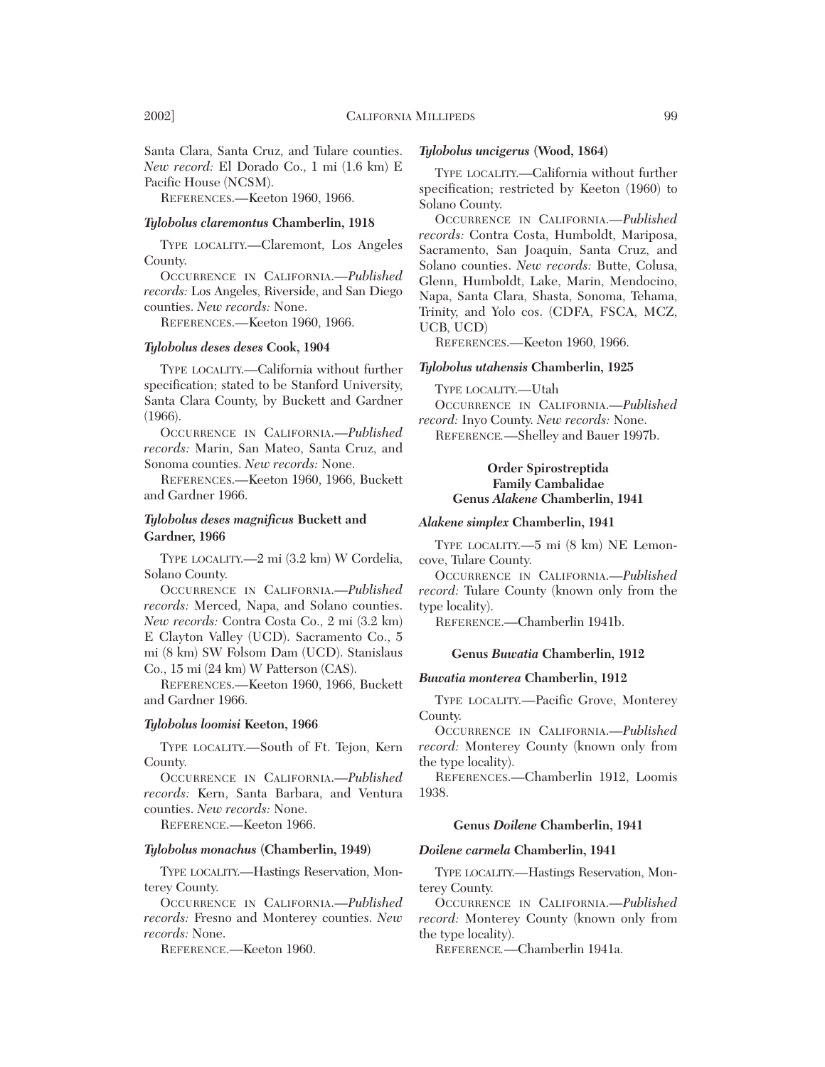Santa Clara, Santa Cruz, and Tulare counties. *New record:* El Dorado Co., 1 mi (1.6 km) E Pacific House (NCSM).

REFERENCES.—Keeton 1960, 1966.

### *Tylobolus claremontus* Chamberlin, 1918

TYPE LOCALITY.—Claremont, Los Angeles County.

OCCURRENCE IN CALIFORNIA.—*Published records:* Los Angeles, Riverside, and San Diego counties. *New records:* None.

REFERENCES.—Keeton 1960, 1966.

### *Tylobolus deses deses* Cook, 1904

TYPE LOCALITY.—California without further specification; stated to be Stanford University, Santa Clara County, by Buckett and Gardner (1966).

OCCURRENCE IN CALIFORNIA.—*Published records:* Marin, San Mateo, Santa Cruz, and Sonoma counties. *New records:* None.

REFERENCES.—Keeton 1960, 1966, Buckett and Gardner 1966.

### *Tylobolus deses magnificus* Buckett and Gardner, 1966

TYPE LOCALITY.—2 mi (3.2 km) W Cordelia, Solano County.

OCCURRENCE IN CALIFORNIA.—*Published records:* Merced, Napa, and Solano counties. *New records:* Contra Costa Co., 2 mi (3.2 km) E Clayton Valley (UCD). Sacramento Co., 5 mi (8 km) SW Folsom Dam (UCD). Stanislaus Co., 15 mi (24 km) W Patterson (CAS).

REFERENCES.—Keeton 1960, 1966, Buckett and Gardner 1966.

### *Tylobolus loomisi* Keeton, 1966

TYPE LOCALITY.—South of Ft. Tejon, Kern County.

OCCURRENCE IN CALIFORNIA.—*Published records:* Kern, Santa Barbara, and Ventura counties. *New records:* None.

REFERENCE.—Keeton 1966.

### *Tylobolus monachus* (Chamberlin, 1949)

TYPE LOCALITY.—Hastings Reservation, Monterey County.

OCCURRENCE IN CALIFORNIA.—*Published records:* Fresno and Monterey counties. *New records:* None.

REFERENCE.—Keeton 1960.

### *Tylobolus uncigerus* (Wood, 1864)

TYPE LOCALITY.—California without further specification; restricted by Keeton (1960) to Solano County.

OCCURRENCE IN CALIFORNIA.—*Published records:* Contra Costa, Humboldt, Mariposa, Sacramento, San Joaquin, Santa Cruz, and Solano counties. *New records:* Butte, Colusa, Glenn, Humboldt, Lake, Marin, Mendocino, Napa, Santa Clara, Shasta, Sonoma, Tehama, Trinity, and Yolo cos. (CDFA, FSCA, MCZ, UCB, UCD)

REFERENCES.—Keeton 1960, 1966.

### *Tylobolus utahensis* Chamberlin, 1925

TYPE LOCALITY.—Utah

OCCURRENCE IN CALIFORNIA.—*Published record:* Inyo County. *New records:* None.

REFERENCE.—Shelley and Bauer 1997b.

## Order Spirostreptida
## Family Cambalidae
## Genus *Alakene* Chamberlin, 1941

### *Alakene simplex* Chamberlin, 1941

TYPE LOCALITY.—5 mi (8 km) NE Lemoncove, Tulare County.

OCCURRENCE IN CALIFORNIA.—*Published record:* Tulare County (known only from the type locality).

REFERENCE.—Chamberlin 1941b.

## Genus *Buwatia* Chamberlin, 1912

### *Buwatia monterea* Chamberlin, 1912

TYPE LOCALITY.—Pacific Grove, Monterey County.

OCCURRENCE IN CALIFORNIA.—*Published record:* Monterey County (known only from the type locality).

REFERENCES.—Chamberlin 1912, Loomis 1938.

## Genus *Doilene* Chamberlin, 1941

### *Doilene carmela* Chamberlin, 1941

TYPE LOCALITY.—Hastings Reservation, Monterey County.

OCCURRENCE IN CALIFORNIA.—*Published record:* Monterey County (known only from the type locality).

REFERENCE.—Chamberlin 1941a.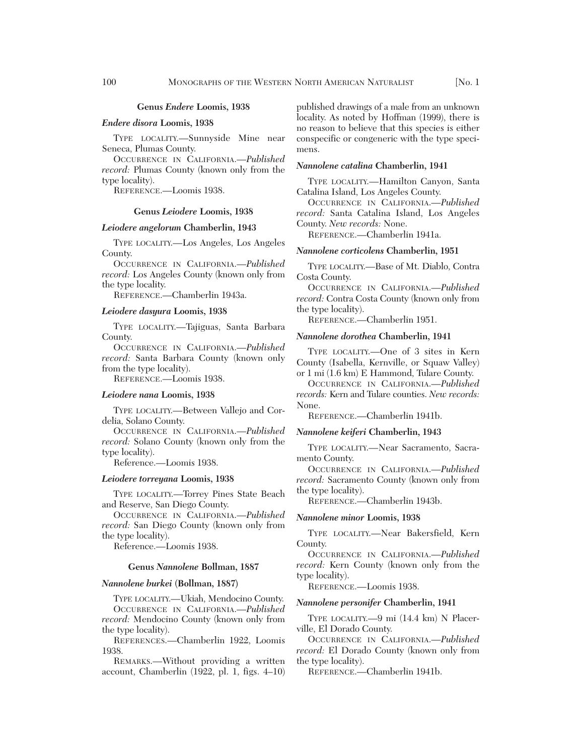### Genus *Endere* Loomis, 1938

#### *Endere disora* Loomis, 1938

TYPE LOCALITY.—Sunnyside Mine near Seneca, Plumas County.

OCCURRENCE IN CALIFORNIA.—*Published record:* Plumas County (known only from the type locality).

REFERENCE.—Loomis 1938.

### Genus *Leiodere* Loomis, 1938

#### *Leiodere angelorum* Chamberlin, 1943

TYPE LOCALITY.—Los Angeles, Los Angeles County.

OCCURRENCE IN CALIFORNIA.—*Published record:* Los Angeles County (known only from the type locality.

REFERENCE.—Chamberlin 1943a.

#### *Leiodere dasyura* Loomis, 1938

TYPE LOCALITY.—Tajiguas, Santa Barbara County.

OCCURRENCE IN CALIFORNIA.—*Published record:* Santa Barbara County (known only from the type locality).

REFERENCE.—Loomis 1938.

#### *Leiodere nana* Loomis, 1938

TYPE LOCALITY.—Between Vallejo and Cordelia, Solano County.

OCCURRENCE IN CALIFORNIA.—*Published record:* Solano County (known only from the type locality).

Reference.—Loomis 1938.

#### *Leiodere torreyana* Loomis, 1938

TYPE LOCALITY.—Torrey Pines State Beach and Reserve, San Diego County.

OCCURRENCE IN CALIFORNIA.—*Published record:* San Diego County (known only from the type locality).

Reference.—Loomis 1938.

### Genus *Nannolene* Bollman, 1887

#### *Nannolene burkei* (Bollman, 1887)

TYPE LOCALITY.—Ukiah, Mendocino County.

OCCURRENCE IN CALIFORNIA.—*Published record:* Mendocino County (known only from the type locality).

REFERENCES.—Chamberlin 1922, Loomis 1938.

REMARKS.—Without providing a written account, Chamberlin (1922, pl. 1, figs. 4–10) published drawings of a male from an unknown locality. As noted by Hoffman (1999), there is no reason to believe that this species is either conspecific or congeneric with the type specimens.

#### *Nannolene catalina* Chamberlin, 1941

TYPE LOCALITY.—Hamilton Canyon, Santa Catalina Island, Los Angeles County.

OCCURRENCE IN CALIFORNIA.—*Published record:* Santa Catalina Island, Los Angeles County. *New records:* None.

REFERENCE.—Chamberlin 1941a.

#### *Nannolene corticolens* Chamberlin, 1951

TYPE LOCALITY.—Base of Mt. Diablo, Contra Costa County.

OCCURRENCE IN CALIFORNIA.—*Published record:* Contra Costa County (known only from the type locality).

REFERENCE.—Chamberlin 1951.

#### *Nannolene dorothea* Chamberlin, 1941

TYPE LOCALITY.—One of 3 sites in Kern County (Isabella, Kernville, or Squaw Valley) or 1 mi (1.6 km) E Hammond, Tulare County.

OCCURRENCE IN CALIFORNIA.—*Published records:* Kern and Tulare counties. *New records:* None.

REFERENCE.—Chamberlin 1941b.

#### *Nannolene keiferi* Chamberlin, 1943

TYPE LOCALITY.—Near Sacramento, Sacramento County.

OCCURRENCE IN CALIFORNIA.—*Published record:* Sacramento County (known only from the type locality).

REFERENCE.—Chamberlin 1943b.

#### *Nannolene minor* Loomis, 1938

TYPE LOCALITY.—Near Bakersfield, Kern County.

OCCURRENCE IN CALIFORNIA.—*Published record:* Kern County (known only from the type locality).

REFERENCE.—Loomis 1938.

#### *Nannolene personifer* Chamberlin, 1941

TYPE LOCALITY.—9 mi (14.4 km) N Placerville, El Dorado County.

OCCURRENCE IN CALIFORNIA.—*Published record:* El Dorado County (known only from the type locality).

REFERENCE.—Chamberlin 1941b.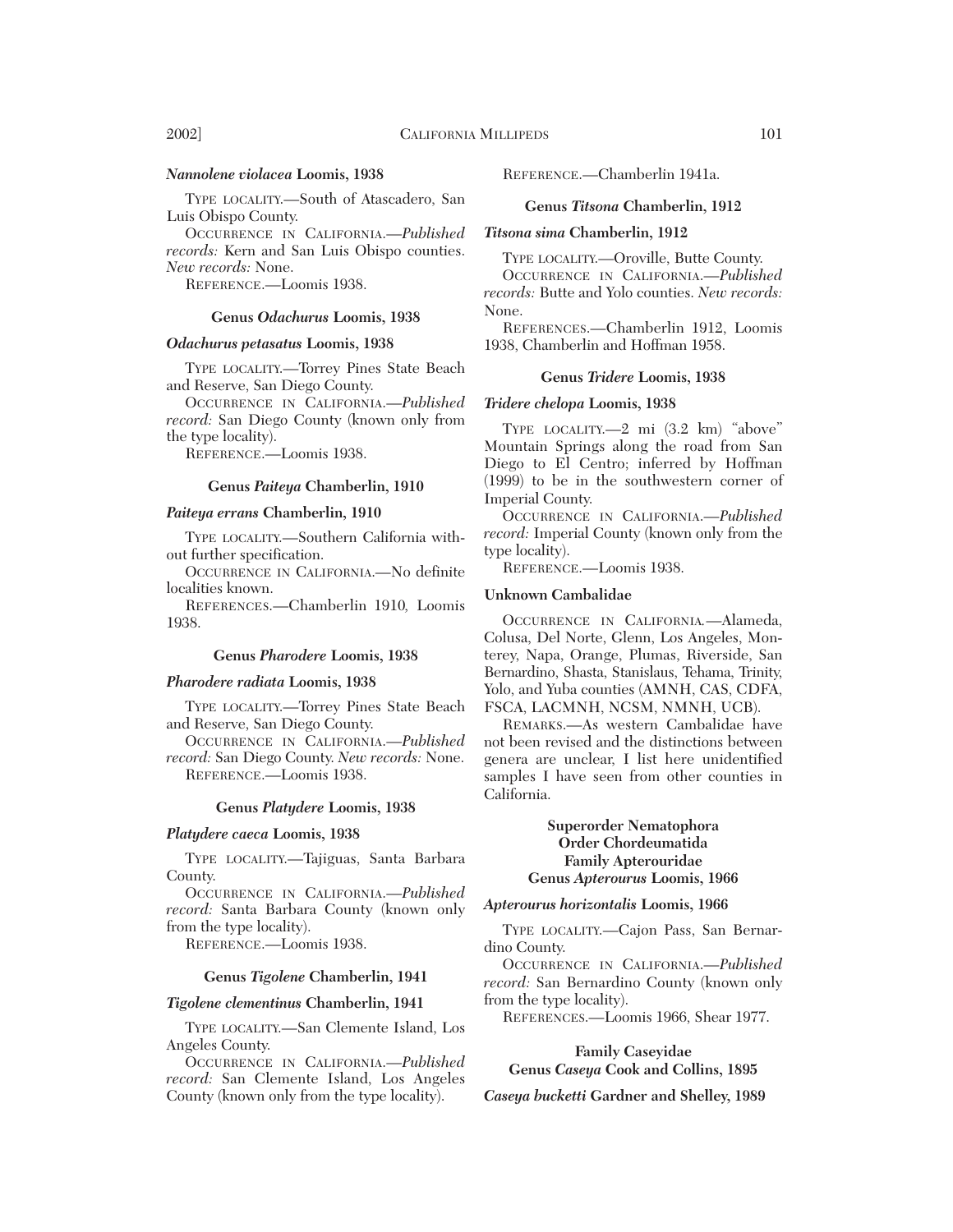### *Nannolene violacea* Loomis, 1938

TYPE LOCALITY.—South of Atascadero, San Luis Obispo County.

OCCURRENCE IN CALIFORNIA.—*Published records:* Kern and San Luis Obispo counties. *New records:* None.

REFERENCE.—Loomis 1938.

#### Genus *Odachurus* Loomis, 1938

### *Odachurus petasatus* Loomis, 1938

TYPE LOCALITY.—Torrey Pines State Beach and Reserve, San Diego County.

OCCURRENCE IN CALIFORNIA.—*Published record:* San Diego County (known only from the type locality).

REFERENCE.—Loomis 1938.

#### Genus *Paiteya* Chamberlin, 1910

### *Paiteya errans* Chamberlin, 1910

TYPE LOCALITY.—Southern California without further specification.

OCCURRENCE IN CALIFORNIA.—No definite localities known.

REFERENCES.—Chamberlin 1910, Loomis 1938.

#### Genus *Pharodere* Loomis, 1938

### *Pharodere radiata* Loomis, 1938

TYPE LOCALITY.—Torrey Pines State Beach and Reserve, San Diego County.

OCCURRENCE IN CALIFORNIA.—*Published record:* San Diego County. *New records:* None.

REFERENCE.—Loomis 1938.

#### Genus *Platydere* Loomis, 1938

### *Platydere caeca* Loomis, 1938

TYPE LOCALITY.—Tajiguas, Santa Barbara County.

OCCURRENCE IN CALIFORNIA.—*Published record:* Santa Barbara County (known only from the type locality).

REFERENCE.—Loomis 1938.

#### Genus *Tigolene* Chamberlin, 1941

### *Tigolene clementinus* Chamberlin, 1941

TYPE LOCALITY.—San Clemente Island, Los Angeles County.

OCCURRENCE IN CALIFORNIA.—*Published record:* San Clemente Island, Los Angeles County (known only from the type locality).

REFERENCE.—Chamberlin 1941a.

#### Genus *Titsona* Chamberlin, 1912

### *Titsona sima* Chamberlin, 1912

TYPE LOCALITY.—Oroville, Butte County.

OCCURRENCE IN CALIFORNIA.—*Published records:* Butte and Yolo counties. *New records:* None.

REFERENCES.—Chamberlin 1912, Loomis 1938, Chamberlin and Hoffman 1958.

#### Genus *Tridere* Loomis, 1938

### *Tridere chelopa* Loomis, 1938

TYPE LOCALITY.—2 mi (3.2 km) "above" Mountain Springs along the road from San Diego to El Centro; inferred by Hoffman (1999) to be in the southwestern corner of Imperial County.

OCCURRENCE IN CALIFORNIA.—*Published record:* Imperial County (known only from the type locality).

REFERENCE.—Loomis 1938.

### Unknown Cambalidae

OCCURRENCE IN CALIFORNIA.—Alameda, Colusa, Del Norte, Glenn, Los Angeles, Monterey, Napa, Orange, Plumas, Riverside, San Bernardino, Shasta, Stanislaus, Tehama, Trinity, Yolo, and Yuba counties (AMNH, CAS, CDFA, FSCA, LACMNH, NCSM, NMNH, UCB).

REMARKS.—As western Cambalidae have not been revised and the distinctions between genera are unclear, I list here unidentified samples I have seen from other counties in California.

#### Superorder Nematophora
#### Order Chordeumatida
#### Family Apterouridae
#### Genus *Apterourus* Loomis, 1966

### *Apterourus horizontalis* Loomis, 1966

TYPE LOCALITY.—Cajon Pass, San Bernardino County.

OCCURRENCE IN CALIFORNIA.—*Published record:* San Bernardino County (known only from the type locality).

REFERENCES.—Loomis 1966, Shear 1977.

#### Family Caseyidae
#### Genus *Caseya* Cook and Collins, 1895

### *Caseya bucketti* Gardner and Shelley, 1989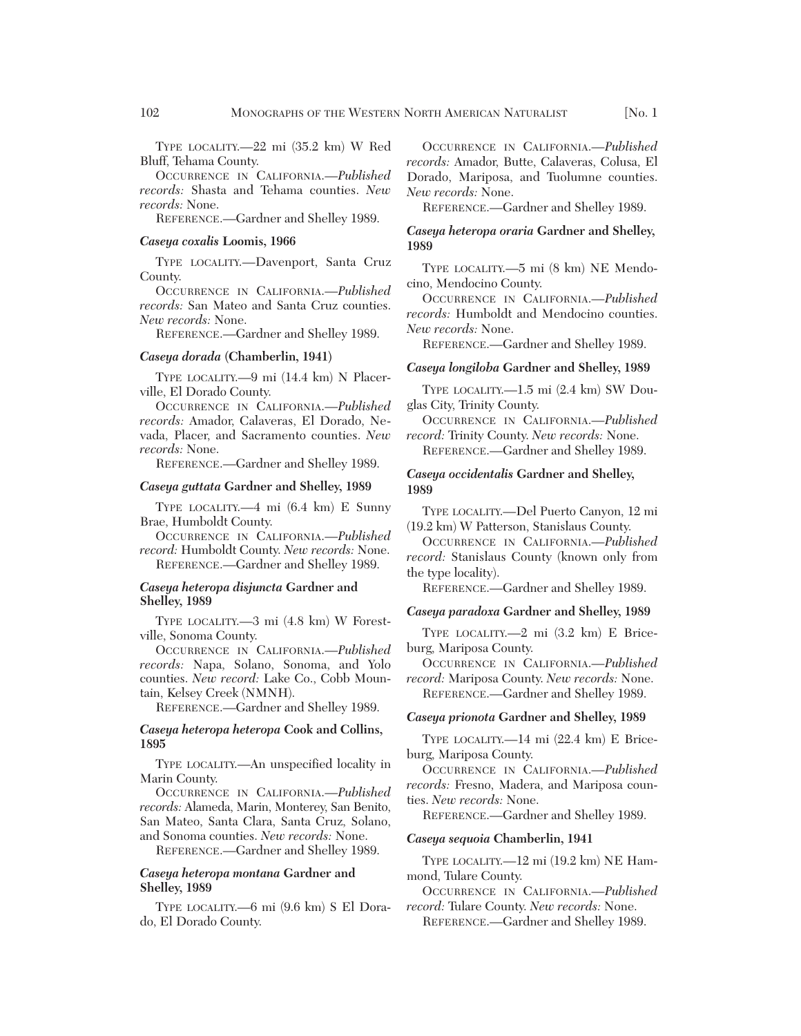TYPE LOCALITY.—22 mi (35.2 km) W Red Bluff, Tehama County.

OCCURRENCE IN CALIFORNIA.—*Published records:* Shasta and Tehama counties. *New records:* None.

REFERENCE.—Gardner and Shelley 1989.

### *Caseya coxalis* Loomis, 1966

TYPE LOCALITY.—Davenport, Santa Cruz County.

OCCURRENCE IN CALIFORNIA.—*Published records:* San Mateo and Santa Cruz counties. *New records:* None.

REFERENCE.—Gardner and Shelley 1989.

### *Caseya dorada* (Chamberlin, 1941)

TYPE LOCALITY.—9 mi (14.4 km) N Placerville, El Dorado County.

OCCURRENCE IN CALIFORNIA.—*Published records:* Amador, Calaveras, El Dorado, Nevada, Placer, and Sacramento counties. *New records:* None.

REFERENCE.—Gardner and Shelley 1989.

### *Caseya guttata* Gardner and Shelley, 1989

TYPE LOCALITY.—4 mi (6.4 km) E Sunny Brae, Humboldt County.

OCCURRENCE IN CALIFORNIA.—*Published record:* Humboldt County. *New records:* None.

REFERENCE.—Gardner and Shelley 1989.

### *Caseya heteropa disjuncta* Gardner and Shelley, 1989

TYPE LOCALITY.—3 mi (4.8 km) W Forestville, Sonoma County.

OCCURRENCE IN CALIFORNIA.—*Published records:* Napa, Solano, Sonoma, and Yolo counties. *New record:* Lake Co., Cobb Mountain, Kelsey Creek (NMNH).

REFERENCE.—Gardner and Shelley 1989.

### *Caseya heteropa heteropa* Cook and Collins, 1895

TYPE LOCALITY.—An unspecified locality in Marin County.

OCCURRENCE IN CALIFORNIA.—*Published records:* Alameda, Marin, Monterey, San Benito, San Mateo, Santa Clara, Santa Cruz, Solano, and Sonoma counties. *New records:* None.

REFERENCE.—Gardner and Shelley 1989.

### *Caseya heteropa montana* Gardner and Shelley, 1989

TYPE LOCALITY.—6 mi (9.6 km) S El Dorado, El Dorado County.

OCCURRENCE IN CALIFORNIA.—*Published records:* Amador, Butte, Calaveras, Colusa, El Dorado, Mariposa, and Tuolumne counties. *New records:* None.

REFERENCE.—Gardner and Shelley 1989.

### *Caseya heteropa oraria* Gardner and Shelley, 1989

TYPE LOCALITY.—5 mi (8 km) NE Mendocino, Mendocino County.

OCCURRENCE IN CALIFORNIA.—*Published records:* Humboldt and Mendocino counties. *New records:* None.

REFERENCE.—Gardner and Shelley 1989.

### *Caseya longiloba* Gardner and Shelley, 1989

TYPE LOCALITY.—1.5 mi (2.4 km) SW Douglas City, Trinity County.

OCCURRENCE IN CALIFORNIA.—*Published record:* Trinity County. *New records:* None.

REFERENCE.—Gardner and Shelley 1989.

### *Caseya occidentalis* Gardner and Shelley, 1989

TYPE LOCALITY.—Del Puerto Canyon, 12 mi (19.2 km) W Patterson, Stanislaus County.

OCCURRENCE IN CALIFORNIA.—*Published record:* Stanislaus County (known only from the type locality).

REFERENCE.—Gardner and Shelley 1989.

### *Caseya paradoxa* Gardner and Shelley, 1989

TYPE LOCALITY.—2 mi (3.2 km) E Briceburg, Mariposa County.

OCCURRENCE IN CALIFORNIA.—*Published record:* Mariposa County. *New records:* None.

REFERENCE.—Gardner and Shelley 1989.

### *Caseya prionota* Gardner and Shelley, 1989

TYPE LOCALITY.—14 mi (22.4 km) E Briceburg, Mariposa County.

OCCURRENCE IN CALIFORNIA.—*Published records:* Fresno, Madera, and Mariposa counties. *New records:* None.

REFERENCE.—Gardner and Shelley 1989.

### *Caseya sequoia* Chamberlin, 1941

TYPE LOCALITY.—12 mi (19.2 km) NE Hammond, Tulare County.

OCCURRENCE IN CALIFORNIA.—*Published record:* Tulare County. *New records:* None.

REFERENCE.—Gardner and Shelley 1989.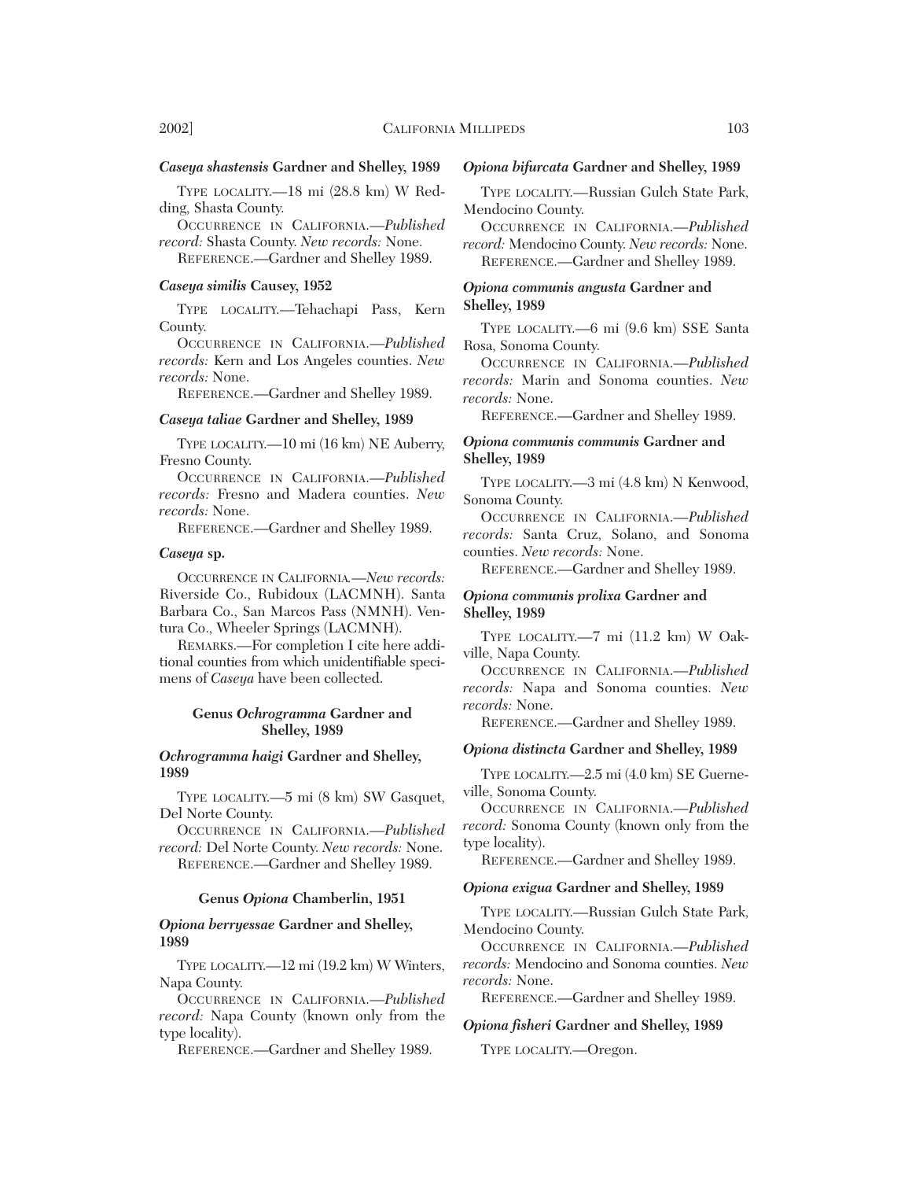### *Caseya shastensis* Gardner and Shelley, 1989

Type locality.—18 mi (28.8 km) W Redding, Shasta County.

Occurrence in California.—*Published record:* Shasta County. *New records:* None.

Reference.—Gardner and Shelley 1989.

### *Caseya similis* Causey, 1952

Type locality.—Tehachapi Pass, Kern County.

Occurrence in California.—*Published records:* Kern and Los Angeles counties. *New records:* None.

Reference.—Gardner and Shelley 1989.

### *Caseya taliae* Gardner and Shelley, 1989

Type locality.—10 mi (16 km) NE Auberry, Fresno County.

Occurrence in California.—*Published records:* Fresno and Madera counties. *New records:* None.

Reference.—Gardner and Shelley 1989.

### *Caseya* sp.

Occurrence in California.—*New records:* Riverside Co., Rubidoux (LACMNH). Santa Barbara Co., San Marcos Pass (NMNH). Ventura Co., Wheeler Springs (LACMNH).

Remarks.—For completion I cite here additional counties from which unidentifiable specimens of *Caseya* have been collected.

## Genus *Ochrogramma* Gardner and Shelley, 1989

### *Ochrogramma haigi* Gardner and Shelley, 1989

Type locality.—5 mi (8 km) SW Gasquet, Del Norte County.

Occurrence in California.—*Published record:* Del Norte County. *New records:* None.

Reference.—Gardner and Shelley 1989.

## Genus *Opiona* Chamberlin, 1951

### *Opiona berryessae* Gardner and Shelley, 1989

Type locality.—12 mi (19.2 km) W Winters, Napa County.

Occurrence in California.—*Published record:* Napa County (known only from the type locality).

Reference.—Gardner and Shelley 1989.

### *Opiona bifurcata* Gardner and Shelley, 1989

Type locality.—Russian Gulch State Park, Mendocino County.

Occurrence in California.—*Published record:* Mendocino County. *New records:* None.

Reference.—Gardner and Shelley 1989.

### *Opiona communis angusta* Gardner and Shelley, 1989

Type locality.—6 mi (9.6 km) SSE Santa Rosa, Sonoma County.

Occurrence in California.—*Published records:* Marin and Sonoma counties. *New records:* None.

Reference.—Gardner and Shelley 1989.

### *Opiona communis communis* Gardner and Shelley, 1989

Type locality.—3 mi (4.8 km) N Kenwood, Sonoma County.

Occurrence in California.—*Published records:* Santa Cruz, Solano, and Sonoma counties. *New records:* None.

Reference.—Gardner and Shelley 1989.

### *Opiona communis prolixa* Gardner and Shelley, 1989

Type locality.—7 mi (11.2 km) W Oakville, Napa County.

Occurrence in California.—*Published records:* Napa and Sonoma counties. *New records:* None.

Reference.—Gardner and Shelley 1989.

### *Opiona distincta* Gardner and Shelley, 1989

Type locality.—2.5 mi (4.0 km) SE Guerneville, Sonoma County.

Occurrence in California.—*Published record:* Sonoma County (known only from the type locality).

Reference.—Gardner and Shelley 1989.

### *Opiona exigua* Gardner and Shelley, 1989

Type locality.—Russian Gulch State Park, Mendocino County.

Occurrence in California.—*Published records:* Mendocino and Sonoma counties. *New records:* None.

Reference.—Gardner and Shelley 1989.

### *Opiona fisheri* Gardner and Shelley, 1989

Type locality.—Oregon.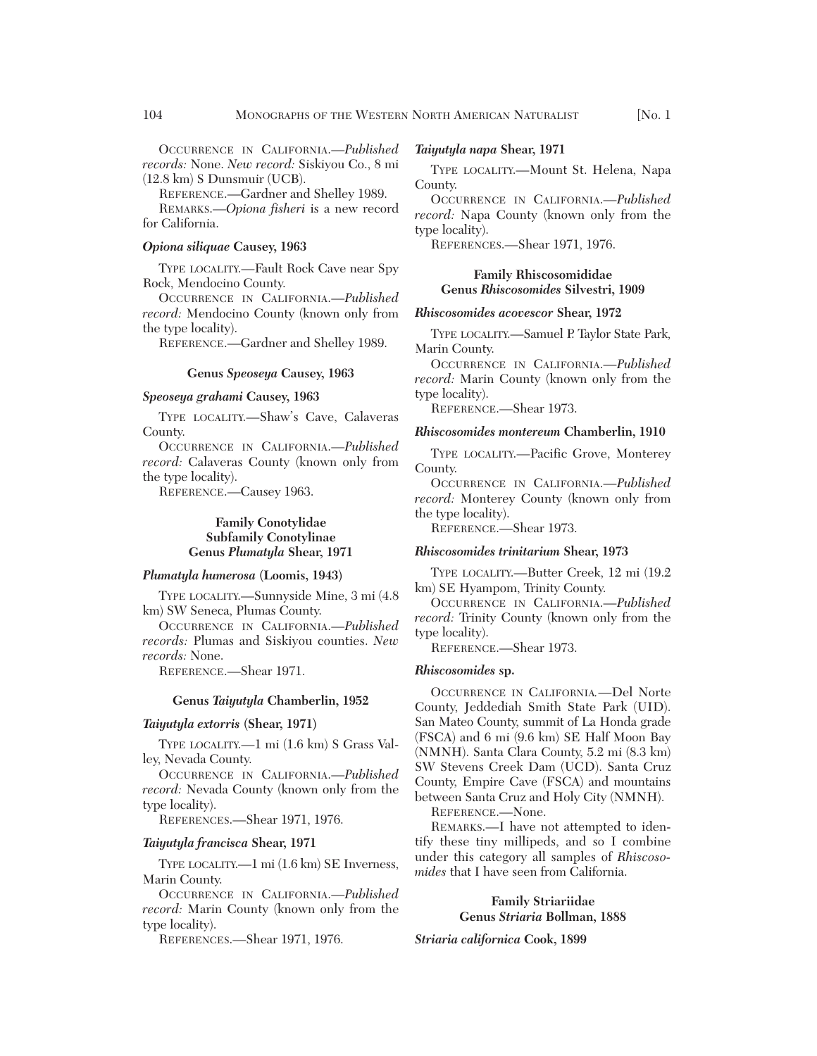OCCURRENCE IN CALIFORNIA.—*Published records:* None. *New record:* Siskiyou Co., 8 mi (12.8 km) S Dunsmuir (UCB).

REFERENCE.—Gardner and Shelley 1989.

REMARKS.—*Opiona fisheri* is a new record for California.

#### *Opiona siliquae* Causey, 1963

TYPE LOCALITY.—Fault Rock Cave near Spy Rock, Mendocino County.

OCCURRENCE IN CALIFORNIA.—*Published record:* Mendocino County (known only from the type locality).

REFERENCE.—Gardner and Shelley 1989.

### Genus *Speoseya* Causey, 1963

#### *Speoseya grahami* Causey, 1963

TYPE LOCALITY.—Shaw's Cave, Calaveras County.

OCCURRENCE IN CALIFORNIA.—*Published record:* Calaveras County (known only from the type locality).

REFERENCE.—Causey 1963.

### Family Conotylidae
### Subfamily Conotylinae
### Genus *Plumatyla* Shear, 1971

#### *Plumatyla humerosa* (Loomis, 1943)

TYPE LOCALITY.—Sunnyside Mine, 3 mi (4.8 km) SW Seneca, Plumas County.

OCCURRENCE IN CALIFORNIA.—*Published records:* Plumas and Siskiyou counties. *New records:* None.

REFERENCE.—Shear 1971.

### Genus *Taiyutyla* Chamberlin, 1952

#### *Taiyutyla extorris* (Shear, 1971)

TYPE LOCALITY.—1 mi (1.6 km) S Grass Valley, Nevada County.

OCCURRENCE IN CALIFORNIA.—*Published record:* Nevada County (known only from the type locality).

REFERENCES.—Shear 1971, 1976.

#### *Taiyutyla francisca* Shear, 1971

TYPE LOCALITY.—1 mi (1.6 km) SE Inverness, Marin County.

OCCURRENCE IN CALIFORNIA.—*Published record:* Marin County (known only from the type locality).

REFERENCES.—Shear 1971, 1976.

#### *Taiyutyla napa* Shear, 1971

TYPE LOCALITY.—Mount St. Helena, Napa County.

OCCURRENCE IN CALIFORNIA.—*Published record:* Napa County (known only from the type locality).

REFERENCES.—Shear 1971, 1976.

### Family Rhiscosomididae
### Genus *Rhiscosomides* Silvestri, 1909

#### *Rhiscosomides acovescor* Shear, 1972

TYPE LOCALITY.—Samuel P. Taylor State Park, Marin County.

OCCURRENCE IN CALIFORNIA.—*Published record:* Marin County (known only from the type locality).

REFERENCE.—Shear 1973.

#### *Rhiscosomides montereum* Chamberlin, 1910

TYPE LOCALITY.—Pacific Grove, Monterey County.

OCCURRENCE IN CALIFORNIA.—*Published record:* Monterey County (known only from the type locality).

REFERENCE.—Shear 1973.

#### *Rhiscosomides trinitarium* Shear, 1973

TYPE LOCALITY.—Butter Creek, 12 mi (19.2 km) SE Hyampom, Trinity County.

OCCURRENCE IN CALIFORNIA.—*Published record:* Trinity County (known only from the type locality).

REFERENCE.—Shear 1973.

#### *Rhiscosomides* sp.

OCCURRENCE IN CALIFORNIA.—Del Norte County, Jeddediah Smith State Park (UID). San Mateo County, summit of La Honda grade (FSCA) and 6 mi (9.6 km) SE Half Moon Bay (NMNH). Santa Clara County, 5.2 mi (8.3 km) SW Stevens Creek Dam (UCD). Santa Cruz County, Empire Cave (FSCA) and mountains between Santa Cruz and Holy City (NMNH).

REFERENCE.—None.

REMARKS.—I have not attempted to identify these tiny millipeds, and so I combine under this category all samples of *Rhiscosomides* that I have seen from California.

### Family Striariidae
### Genus *Striaria* Bollman, 1888

#### *Striaria californica* Cook, 1899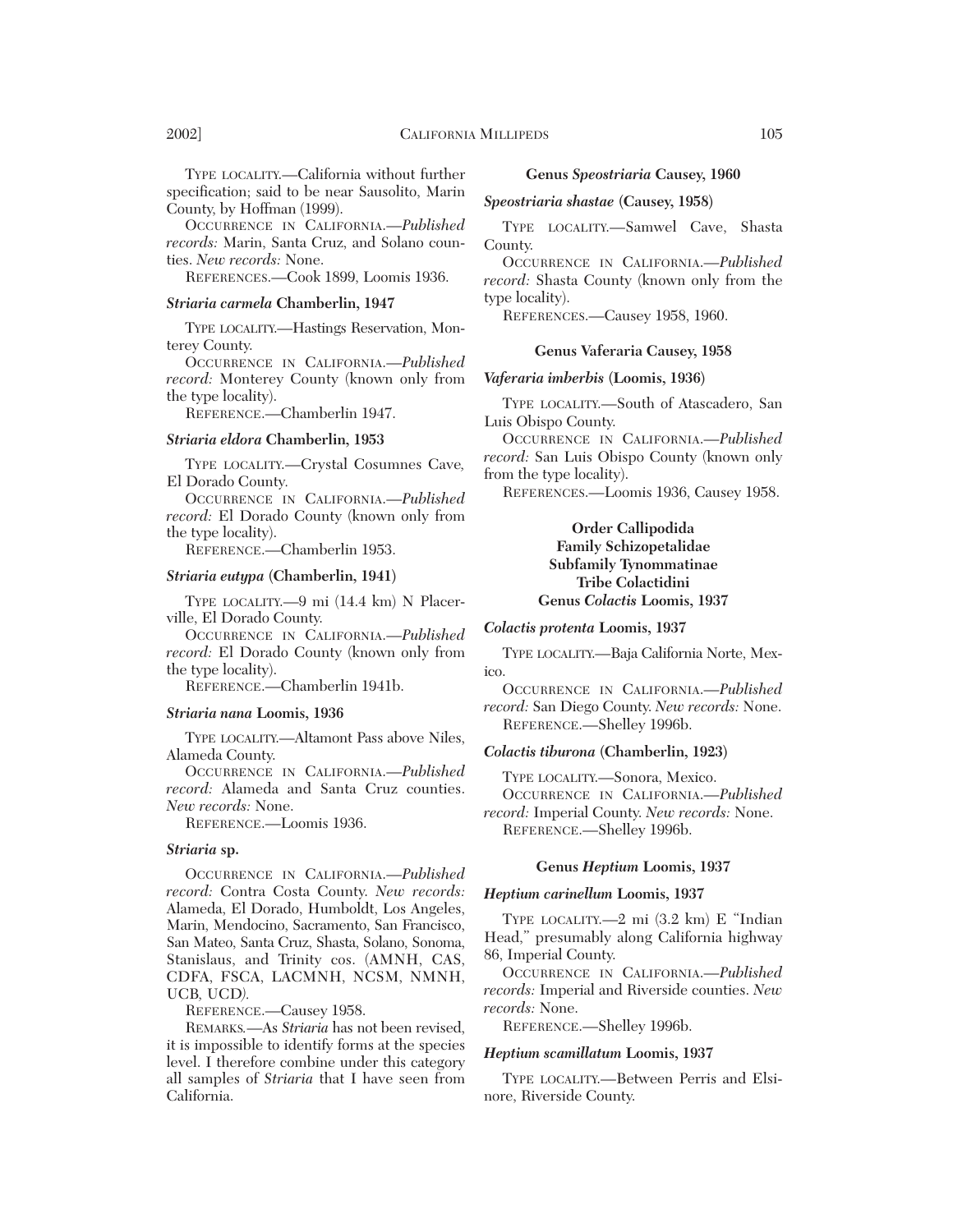TYPE LOCALITY.—California without further specification; said to be near Sausolito, Marin County, by Hoffman (1999).

OCCURRENCE IN CALIFORNIA.—*Published records:* Marin, Santa Cruz, and Solano counties. *New records:* None.

REFERENCES.—Cook 1899, Loomis 1936.

### *Striaria carmela* Chamberlin, 1947

TYPE LOCALITY.—Hastings Reservation, Monterey County.

OCCURRENCE IN CALIFORNIA.—*Published record:* Monterey County (known only from the type locality).

REFERENCE.—Chamberlin 1947.

### *Striaria eldora* Chamberlin, 1953

TYPE LOCALITY.—Crystal Cosumnes Cave, El Dorado County.

OCCURRENCE IN CALIFORNIA.—*Published record:* El Dorado County (known only from the type locality).

REFERENCE.—Chamberlin 1953.

### *Striaria eutypa* (Chamberlin, 1941)

TYPE LOCALITY.—9 mi (14.4 km) N Placerville, El Dorado County.

OCCURRENCE IN CALIFORNIA.—*Published record:* El Dorado County (known only from the type locality).

REFERENCE.—Chamberlin 1941b.

### *Striaria nana* Loomis, 1936

TYPE LOCALITY.—Altamont Pass above Niles, Alameda County.

OCCURRENCE IN CALIFORNIA.—*Published record:* Alameda and Santa Cruz counties. *New records:* None.

REFERENCE.—Loomis 1936.

### *Striaria* sp.

OCCURRENCE IN CALIFORNIA.—*Published record:* Contra Costa County. *New records:* Alameda, El Dorado, Humboldt, Los Angeles, Marin, Mendocino, Sacramento, San Francisco, San Mateo, Santa Cruz, Shasta, Solano, Sonoma, Stanislaus, and Trinity cos. (AMNH, CAS, CDFA, FSCA, LACMNH, NCSM, NMNH, UCB, UCD).

REFERENCE.—Causey 1958.

REMARKS.—As *Striaria* has not been revised, it is impossible to identify forms at the species level. I therefore combine under this category all samples of *Striaria* that I have seen from California.

## Genus *Speostriaria* Causey, 1960

### *Speostriaria shastae* (Causey, 1958)

TYPE LOCALITY.—Samwel Cave, Shasta County.

OCCURRENCE IN CALIFORNIA.—*Published record:* Shasta County (known only from the type locality).

REFERENCES.—Causey 1958, 1960.

## Genus Vaferaria Causey, 1958

### *Vaferaria imberbis* (Loomis, 1936)

TYPE LOCALITY.—South of Atascadero, San Luis Obispo County.

OCCURRENCE IN CALIFORNIA.—*Published record:* San Luis Obispo County (known only from the type locality).

REFERENCES.—Loomis 1936, Causey 1958.

## Order Callipodida
## Family Schizopetalidae
## Subfamily Tynommatinae
## Tribe Colactidini
## Genus *Colactis* Loomis, 1937

### *Colactis protenta* Loomis, 1937

TYPE LOCALITY.—Baja California Norte, Mexico.

OCCURRENCE IN CALIFORNIA.—*Published record:* San Diego County. *New records:* None.

REFERENCE.—Shelley 1996b.

### *Colactis tiburona* (Chamberlin, 1923)

TYPE LOCALITY.—Sonora, Mexico.

OCCURRENCE IN CALIFORNIA.—*Published record:* Imperial County. *New records:* None.

REFERENCE.—Shelley 1996b.

## Genus *Heptium* Loomis, 1937

### *Heptium carinellum* Loomis, 1937

TYPE LOCALITY.—2 mi (3.2 km) E "Indian Head," presumably along California highway 86, Imperial County.

OCCURRENCE IN CALIFORNIA.—*Published records:* Imperial and Riverside counties. *New records:* None.

REFERENCE.—Shelley 1996b.

### *Heptium scamillatum* Loomis, 1937

TYPE LOCALITY.—Between Perris and Elsinore, Riverside County.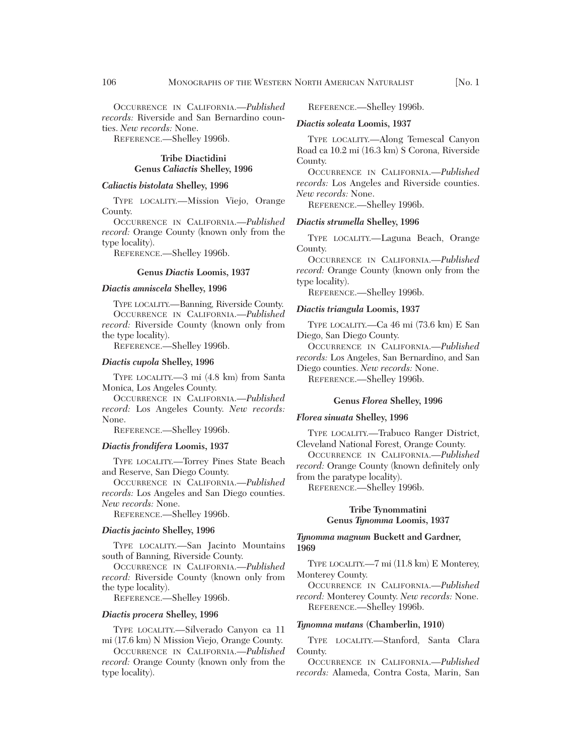OCCURRENCE IN CALIFORNIA.—*Published records:* Riverside and San Bernardino counties. *New records:* None.

REFERENCE.—Shelley 1996b.

## Tribe Diactidini
## Genus *Caliactis* Shelley, 1996

### *Caliactis bistolata* Shelley, 1996

TYPE LOCALITY.—Mission Viejo, Orange County.

OCCURRENCE IN CALIFORNIA.—*Published record:* Orange County (known only from the type locality).

REFERENCE.—Shelley 1996b.

## Genus *Diactis* Loomis, 1937

### *Diactis amniscela* Shelley, 1996

TYPE LOCALITY.—Banning, Riverside County.

OCCURRENCE IN CALIFORNIA.—*Published record:* Riverside County (known only from the type locality).

REFERENCE.—Shelley 1996b.

### *Diactis cupola* Shelley, 1996

TYPE LOCALITY.—3 mi (4.8 km) from Santa Monica, Los Angeles County.

OCCURRENCE IN CALIFORNIA.—*Published record:* Los Angeles County. *New records:* None.

REFERENCE.—Shelley 1996b.

### *Diactis frondifera* Loomis, 1937

TYPE LOCALITY.—Torrey Pines State Beach and Reserve, San Diego County.

OCCURRENCE IN CALIFORNIA.—*Published records:* Los Angeles and San Diego counties. *New records:* None.

REFERENCE.—Shelley 1996b.

### *Diactis jacinto* Shelley, 1996

TYPE LOCALITY.—San Jacinto Mountains south of Banning, Riverside County.

OCCURRENCE IN CALIFORNIA.—*Published record:* Riverside County (known only from the type locality).

REFERENCE.—Shelley 1996b.

### *Diactis procera* Shelley, 1996

TYPE LOCALITY.—Silverado Canyon ca 11 mi (17.6 km) N Mission Viejo, Orange County.

OCCURRENCE IN CALIFORNIA.—*Published record:* Orange County (known only from the type locality).

REFERENCE.—Shelley 1996b.

### *Diactis soleata* Loomis, 1937

TYPE LOCALITY.—Along Temescal Canyon Road ca 10.2 mi (16.3 km) S Corona, Riverside County.

OCCURRENCE IN CALIFORNIA.—*Published records:* Los Angeles and Riverside counties. *New records:* None.

REFERENCE.—Shelley 1996b.

### *Diactis strumella* Shelley, 1996

TYPE LOCALITY.—Laguna Beach, Orange County.

OCCURRENCE IN CALIFORNIA.—*Published record:* Orange County (known only from the type locality).

REFERENCE.—Shelley 1996b.

### *Diactis triangula* Loomis, 1937

TYPE LOCALITY.—Ca 46 mi (73.6 km) E San Diego, San Diego County.

OCCURRENCE IN CALIFORNIA.—*Published records:* Los Angeles, San Bernardino, and San Diego counties. *New records:* None.

REFERENCE.—Shelley 1996b.

## Genus *Florea* Shelley, 1996

### *Florea sinuata* Shelley, 1996

TYPE LOCALITY.—Trabuco Ranger District, Cleveland National Forest, Orange County.

OCCURRENCE IN CALIFORNIA.—*Published record:* Orange County (known definitely only from the paratype locality).

REFERENCE.—Shelley 1996b.

## Tribe Tynommatini
## Genus *Tynomma* Loomis, 1937

### *Tynomma magnum* Buckett and Gardner, 1969

TYPE LOCALITY.—7 mi (11.8 km) E Monterey, Monterey County.

OCCURRENCE IN CALIFORNIA.—*Published record:* Monterey County. *New records:* None.

REFERENCE.—Shelley 1996b.

### *Tynomna mutans* (Chamberlin, 1910)

TYPE LOCALITY.—Stanford, Santa Clara County.

OCCURRENCE IN CALIFORNIA.—*Published records:* Alameda, Contra Costa, Marin, San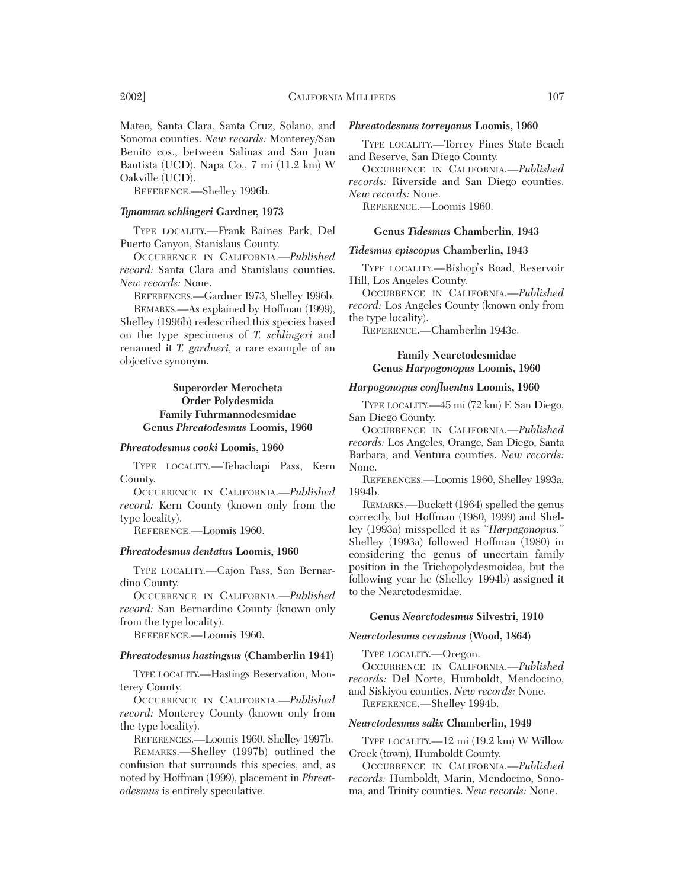Mateo, Santa Clara, Santa Cruz, Solano, and Sonoma counties. *New records:* Monterey/San Benito cos., between Salinas and San Juan Bautista (UCD). Napa Co., 7 mi (11.2 km) W Oakville (UCD).

REFERENCE.—Shelley 1996b.

#### *Tynomma schlingeri* Gardner, 1973

TYPE LOCALITY.—Frank Raines Park, Del Puerto Canyon, Stanislaus County.

OCCURRENCE IN CALIFORNIA.—*Published record:* Santa Clara and Stanislaus counties. *New records:* None.

REFERENCES.—Gardner 1973, Shelley 1996b.

REMARKS.—As explained by Hoffman (1999), Shelley (1996b) redescribed this species based on the type specimens of *T. schlingeri* and renamed it *T. gardneri,* a rare example of an objective synonym.

### Superorder Merocheta
### Order Polydesmida
### Family Fuhrmannodesmidae
### Genus *Phreatodesmus* Loomis, 1960

#### *Phreatodesmus cooki* Loomis, 1960

TYPE LOCALITY.—Tehachapi Pass, Kern County.

OCCURRENCE IN CALIFORNIA.—*Published record:* Kern County (known only from the type locality).

REFERENCE.—Loomis 1960.

#### *Phreatodesmus dentatus* Loomis, 1960

TYPE LOCALITY.—Cajon Pass, San Bernardino County.

OCCURRENCE IN CALIFORNIA.—*Published record:* San Bernardino County (known only from the type locality).

REFERENCE.—Loomis 1960.

#### *Phreatodesmus hastingsus* (Chamberlin 1941)

TYPE LOCALITY.—Hastings Reservation, Monterey County.

OCCURRENCE IN CALIFORNIA.—*Published record:* Monterey County (known only from the type locality).

REFERENCES.—Loomis 1960, Shelley 1997b.

REMARKS.—Shelley (1997b) outlined the confusion that surrounds this species, and, as noted by Hoffman (1999), placement in *Phreatodesmus* is entirely speculative.

#### *Phreatodesmus torreyanus* Loomis, 1960

TYPE LOCALITY.—Torrey Pines State Beach and Reserve, San Diego County.

OCCURRENCE IN CALIFORNIA.—*Published records:* Riverside and San Diego counties. *New records:* None.

REFERENCE.—Loomis 1960.

### Genus *Tidesmus* Chamberlin, 1943

#### *Tidesmus episcopus* Chamberlin, 1943

TYPE LOCALITY.—Bishop's Road, Reservoir Hill, Los Angeles County.

OCCURRENCE IN CALIFORNIA.—*Published record:* Los Angeles County (known only from the type locality).

REFERENCE.—Chamberlin 1943c.

### Family Nearctodesmidae
### Genus *Harpogonopus* Loomis, 1960

#### *Harpogonopus confluentus* Loomis, 1960

TYPE LOCALITY.—45 mi (72 km) E San Diego, San Diego County.

OCCURRENCE IN CALIFORNIA.—*Published records:* Los Angeles, Orange, San Diego, Santa Barbara, and Ventura counties. *New records:* None.

REFERENCES.—Loomis 1960, Shelley 1993a, 1994b.

REMARKS.—Buckett (1964) spelled the genus correctly, but Hoffman (1980, 1999) and Shelley (1993a) misspelled it as "*Harpagonopus.*" Shelley (1993a) followed Hoffman (1980) in considering the genus of uncertain family position in the Trichopolydesmoidea, but the following year he (Shelley 1994b) assigned it to the Nearctodesmidae.

### Genus *Nearctodesmus* Silvestri, 1910

#### *Nearctodesmus cerasinus* (Wood, 1864)

TYPE LOCALITY.—Oregon.

OCCURRENCE IN CALIFORNIA.—*Published records:* Del Norte, Humboldt, Mendocino, and Siskiyou counties. *New records:* None.

REFERENCE.—Shelley 1994b.

#### *Nearctodesmus salix* Chamberlin, 1949

TYPE LOCALITY.—12 mi (19.2 km) W Willow Creek (town), Humboldt County.

OCCURRENCE IN CALIFORNIA.—*Published records:* Humboldt, Marin, Mendocino, Sonoma, and Trinity counties. *New records:* None.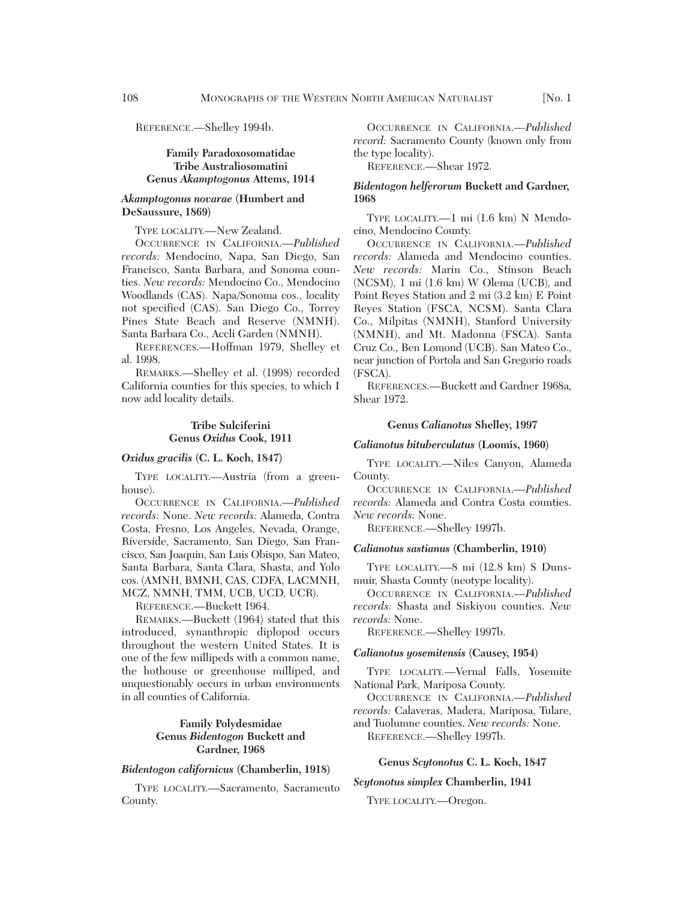REFERENCE.—Shelley 1994b.

### Family Paradoxosomatidae
### Tribe Australiosomatini
### Genus *Akamptogonus* Attems, 1914

#### *Akamptogonus novarae* (Humbert and DeSaussure, 1869)

TYPE LOCALITY.—New Zealand.

OCCURRENCE IN CALIFORNIA.—*Published records:* Mendocino, Napa, San Diego, San Francisco, Santa Barbara, and Sonoma counties. *New records:* Mendocino Co., Mendocino Woodlands (CAS). Napa/Sonoma cos., locality not specified (CAS). San Diego Co., Torrey Pines State Beach and Reserve (NMNH). Santa Barbara Co., Accli Garden (NMNH).

REFERENCES.—Hoffman 1979, Shelley et al. 1998.

REMARKS.—Shelley et al. (1998) recorded California counties for this species, to which I now add locality details.

### Tribe Sulciferini
### Genus *Oxidus* Cook, 1911

#### *Oxidus gracilis* (C. L. Koch, 1847)

TYPE LOCALITY.—Austria (from a greenhouse).

OCCURRENCE IN CALIFORNIA.—*Published records:* None. *New records:* Alameda, Contra Costa, Fresno, Los Angeles, Nevada, Orange, Riverside, Sacramento, San Diego, San Francisco, San Joaquin, San Luis Obispo, San Mateo, Santa Barbara, Santa Clara, Shasta, and Yolo cos. (AMNH, BMNH, CAS, CDFA, LACMNH, MCZ, NMNH, TMM, UCB, UCD, UCR).

REFERENCE.—Buckett 1964.

REMARKS.—Buckett (1964) stated that this introduced, synanthropic diplopod occurs throughout the western United States. It is one of the few millipeds with a common name, the hothouse or greenhouse milliped, and unquestionably occurs in urban environments in all counties of California.

### Family Polydesmidae
### Genus *Bidentogon* Buckett and Gardner, 1968

#### *Bidentogon californicus* (Chamberlin, 1918)

TYPE LOCALITY.—Sacramento, Sacramento County.

OCCURRENCE IN CALIFORNIA.—*Published record:* Sacramento County (known only from the type locality).

REFERENCE.—Shear 1972.

#### *Bidentogon helferorum* Buckett and Gardner, 1968

TYPE LOCALITY.—1 mi (1.6 km) N Mendocino, Mendocino County.

OCCURRENCE IN CALIFORNIA.—*Published records:* Alameda and Mendocino counties. *New records:* Marin Co., Stinson Beach (NCSM), 1 mi (1.6 km) W Olema (UCB), and Point Reyes Station and 2 mi (3.2 km) E Point Reyes Station (FSCA, NCSM). Santa Clara Co., Milpitas (NMNH), Stanford University (NMNH), and Mt. Madonna (FSCA). Santa Cruz Co., Ben Lomond (UCB). San Mateo Co., near junction of Portola and San Gregorio roads (FSCA).

REFERENCES.—Buckett and Gardner 1968a, Shear 1972.

### Genus *Calianotus* Shelley, 1997

#### *Calianotus bituberculatus* (Loomis, 1960)

TYPE LOCALITY.—Niles Canyon, Alameda County.

OCCURRENCE IN CALIFORNIA.—*Published records:* Alameda and Contra Costa counties. *New records:* None.

REFERENCE.—Shelley 1997b.

#### *Calianotus sastianus* (Chamberlin, 1910)

TYPE LOCALITY.—8 mi (12.8 km) S Dunsmuir, Shasta County (neotype locality).

OCCURRENCE IN CALIFORNIA.—*Published records:* Shasta and Siskiyou counties. *New records:* None.

REFERENCE.—Shelley 1997b.

#### *Calianotus yosemitensis* (Causey, 1954)

TYPE LOCALITY.—Vernal Falls, Yosemite National Park, Mariposa County.

OCCURRENCE IN CALIFORNIA.—*Published records:* Calaveras, Madera, Mariposa, Tulare, and Tuolumne counties. *New records:* None.

REFERENCE.—Shelley 1997b.

### Genus *Scytonotus* C. L. Koch, 1847

#### *Scytonotus simplex* Chamberlin, 1941

TYPE LOCALITY.—Oregon.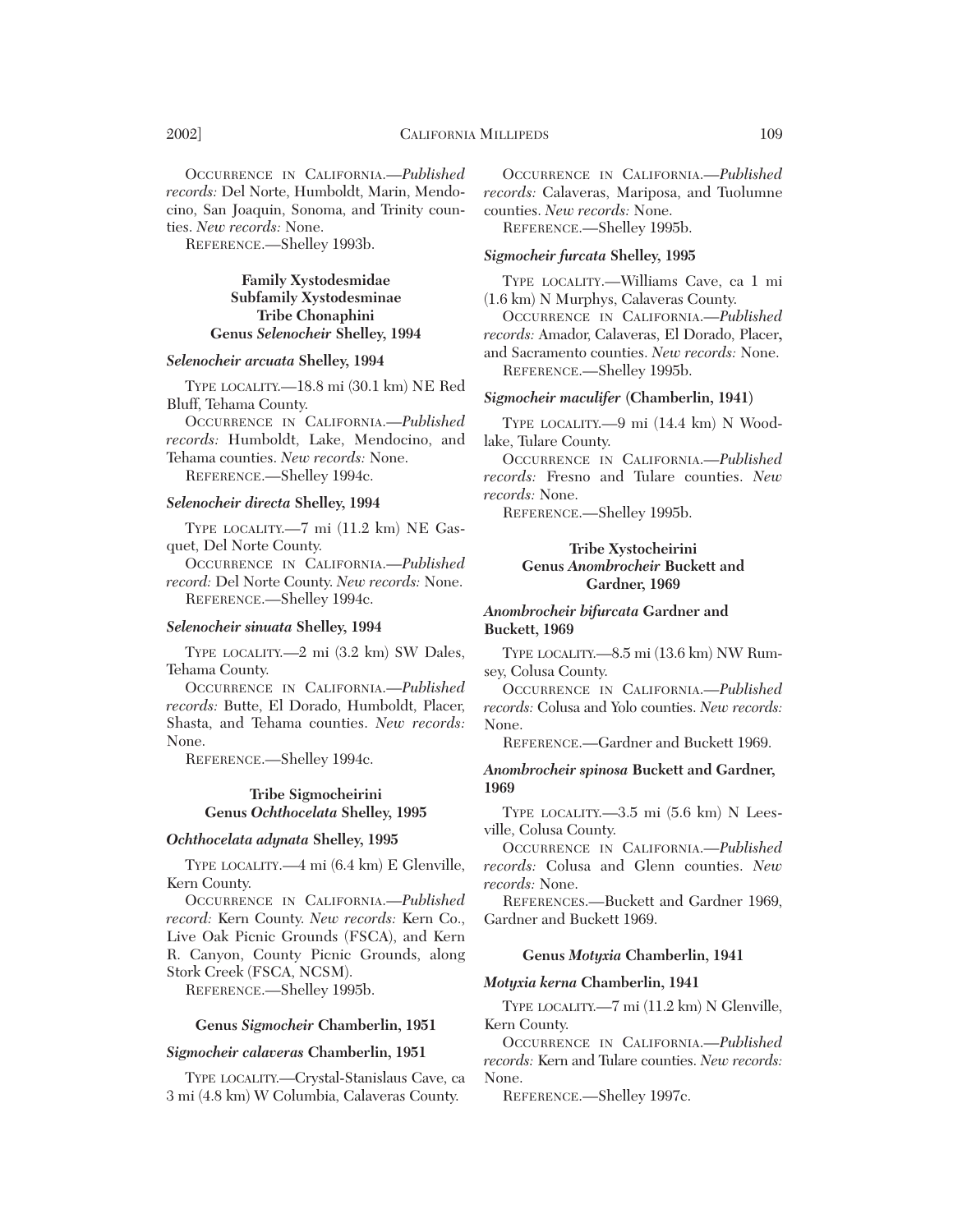OCCURRENCE IN CALIFORNIA.—*Published records:* Del Norte, Humboldt, Marin, Mendocino, San Joaquin, Sonoma, and Trinity counties. *New records:* None.

REFERENCE.—Shelley 1993b.

**Family Xystodesmidae**
**Subfamily Xystodesminae**
**Tribe Chonaphini**
**Genus *Selenocheir* Shelley, 1994**

***Selenocheir arcuata* Shelley, 1994**

TYPE LOCALITY.—18.8 mi (30.1 km) NE Red Bluff, Tehama County.

OCCURRENCE IN CALIFORNIA.—*Published records:* Humboldt, Lake, Mendocino, and Tehama counties. *New records:* None.

REFERENCE.—Shelley 1994c.

***Selenocheir directa* Shelley, 1994**

TYPE LOCALITY.—7 mi (11.2 km) NE Gasquet, Del Norte County.

OCCURRENCE IN CALIFORNIA.—*Published record:* Del Norte County. *New records:* None.

REFERENCE.—Shelley 1994c.

***Selenocheir sinuata* Shelley, 1994**

TYPE LOCALITY.—2 mi (3.2 km) SW Dales, Tehama County.

OCCURRENCE IN CALIFORNIA.—*Published records:* Butte, El Dorado, Humboldt, Placer, Shasta, and Tehama counties. *New records:* None.

REFERENCE.—Shelley 1994c.

**Tribe Sigmocheirini**
**Genus *Ochthocelata* Shelley, 1995**

***Ochthocelata adynata* Shelley, 1995**

TYPE LOCALITY.—4 mi (6.4 km) E Glenville, Kern County.

OCCURRENCE IN CALIFORNIA.—*Published record:* Kern County. *New records:* Kern Co., Live Oak Picnic Grounds (FSCA), and Kern R. Canyon, County Picnic Grounds, along Stork Creek (FSCA, NCSM).

REFERENCE.—Shelley 1995b.

**Genus *Sigmocheir* Chamberlin, 1951**

***Sigmocheir calaveras* Chamberlin, 1951**

TYPE LOCALITY.—Crystal-Stanislaus Cave, ca 3 mi (4.8 km) W Columbia, Calaveras County.

OCCURRENCE IN CALIFORNIA.—*Published records:* Calaveras, Mariposa, and Tuolumne counties. *New records:* None.

REFERENCE.—Shelley 1995b.

***Sigmocheir furcata* Shelley, 1995**

TYPE LOCALITY.—Williams Cave, ca 1 mi (1.6 km) N Murphys, Calaveras County.

OCCURRENCE IN CALIFORNIA.—*Published records:* Amador, Calaveras, El Dorado, Placer, and Sacramento counties. *New records:* None.

REFERENCE.—Shelley 1995b.

***Sigmocheir maculifer* (Chamberlin, 1941)**

TYPE LOCALITY.—9 mi (14.4 km) N Woodlake, Tulare County.

OCCURRENCE IN CALIFORNIA.—*Published records:* Fresno and Tulare counties. *New records:* None.

REFERENCE.—Shelley 1995b.

**Tribe Xystocheirini**
**Genus *Anombrocheir* Buckett and Gardner, 1969**

***Anombrocheir bifurcata* Gardner and Buckett, 1969**

TYPE LOCALITY.—8.5 mi (13.6 km) NW Rumsey, Colusa County.

OCCURRENCE IN CALIFORNIA.—*Published records:* Colusa and Yolo counties. *New records:* None.

REFERENCE.—Gardner and Buckett 1969.

***Anombrocheir spinosa* Buckett and Gardner, 1969**

TYPE LOCALITY.—3.5 mi (5.6 km) N Leesville, Colusa County.

OCCURRENCE IN CALIFORNIA.—*Published records:* Colusa and Glenn counties. *New records:* None.

REFERENCES.—Buckett and Gardner 1969, Gardner and Buckett 1969.

**Genus *Motyxia* Chamberlin, 1941**

***Motyxia kerna* Chamberlin, 1941**

TYPE LOCALITY.—7 mi (11.2 km) N Glenville, Kern County.

OCCURRENCE IN CALIFORNIA.—*Published records:* Kern and Tulare counties. *New records:* None.

REFERENCE.—Shelley 1997c.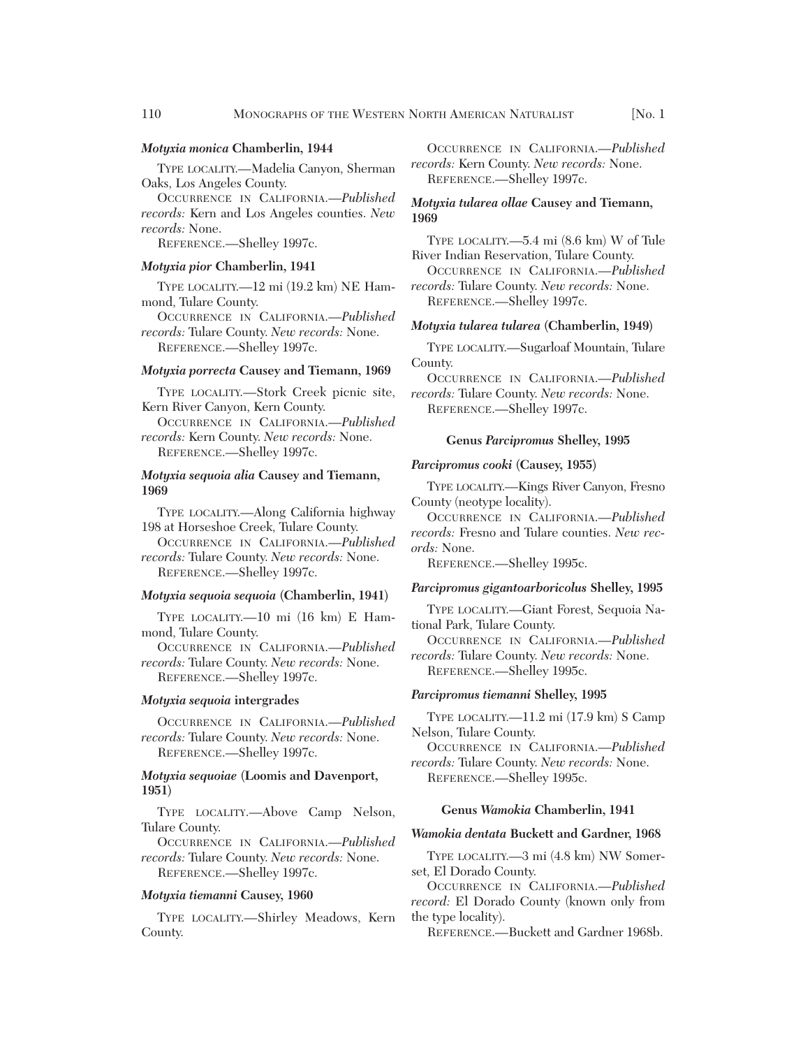#### *Motyxia monica* Chamberlin, 1944

TYPE LOCALITY.—Madelia Canyon, Sherman Oaks, Los Angeles County.

OCCURRENCE IN CALIFORNIA.—*Published records:* Kern and Los Angeles counties. *New records:* None.

REFERENCE.—Shelley 1997c.

#### *Motyxia pior* Chamberlin, 1941

TYPE LOCALITY.—12 mi (19.2 km) NE Hammond, Tulare County.

OCCURRENCE IN CALIFORNIA.—*Published records:* Tulare County. *New records:* None.

REFERENCE.—Shelley 1997c.

#### *Motyxia porrecta* Causey and Tiemann, 1969

TYPE LOCALITY.—Stork Creek picnic site, Kern River Canyon, Kern County.

OCCURRENCE IN CALIFORNIA.—*Published records:* Kern County. *New records:* None.

REFERENCE.—Shelley 1997c.

#### *Motyxia sequoia alia* Causey and Tiemann, 1969

TYPE LOCALITY.—Along California highway 198 at Horseshoe Creek, Tulare County.

OCCURRENCE IN CALIFORNIA.—*Published records:* Tulare County. *New records:* None.

REFERENCE.—Shelley 1997c.

#### *Motyxia sequoia sequoia* (Chamberlin, 1941)

TYPE LOCALITY.—10 mi (16 km) E Hammond, Tulare County.

OCCURRENCE IN CALIFORNIA.—*Published records:* Tulare County. *New records:* None.

REFERENCE.—Shelley 1997c.

#### *Motyxia sequoia* intergrades

OCCURRENCE IN CALIFORNIA.—*Published records:* Tulare County. *New records:* None.

REFERENCE.—Shelley 1997c.

#### *Motyxia sequoiae* (Loomis and Davenport, 1951)

TYPE LOCALITY.—Above Camp Nelson, Tulare County.

OCCURRENCE IN CALIFORNIA.—*Published records:* Tulare County. *New records:* None.

REFERENCE.—Shelley 1997c.

#### *Motyxia tiemanni* Causey, 1960

TYPE LOCALITY.—Shirley Meadows, Kern County.

OCCURRENCE IN CALIFORNIA.—*Published records:* Kern County. *New records:* None.

REFERENCE.—Shelley 1997c.

#### *Motyxia tularea ollae* Causey and Tiemann, 1969

TYPE LOCALITY.—5.4 mi (8.6 km) W of Tule River Indian Reservation, Tulare County.

OCCURRENCE IN CALIFORNIA.—*Published records:* Tulare County. *New records:* None.

REFERENCE.—Shelley 1997c.

#### *Motyxia tularea tularea* (Chamberlin, 1949)

TYPE LOCALITY.—Sugarloaf Mountain, Tulare County.

OCCURRENCE IN CALIFORNIA.—*Published records:* Tulare County. *New records:* None.

REFERENCE.—Shelley 1997c.

### Genus *Parcipromus* Shelley, 1995

#### *Parcipromus cooki* (Causey, 1955)

TYPE LOCALITY.—Kings River Canyon, Fresno County (neotype locality).

OCCURRENCE IN CALIFORNIA.—*Published records:* Fresno and Tulare counties. *New records:* None.

REFERENCE.—Shelley 1995c.

#### *Parcipromus gigantoarboricolus* Shelley, 1995

TYPE LOCALITY.—Giant Forest, Sequoia National Park, Tulare County.

OCCURRENCE IN CALIFORNIA.—*Published records:* Tulare County. *New records:* None.

REFERENCE.—Shelley 1995c.

#### *Parcipromus tiemanni* Shelley, 1995

TYPE LOCALITY.—11.2 mi (17.9 km) S Camp Nelson, Tulare County.

OCCURRENCE IN CALIFORNIA.—*Published records:* Tulare County. *New records:* None.

REFERENCE.—Shelley 1995c.

### Genus *Wamokia* Chamberlin, 1941

#### *Wamokia dentata* Buckett and Gardner, 1968

TYPE LOCALITY.—3 mi (4.8 km) NW Somerset, El Dorado County.

OCCURRENCE IN CALIFORNIA.—*Published record:* El Dorado County (known only from the type locality).

REFERENCE.—Buckett and Gardner 1968b.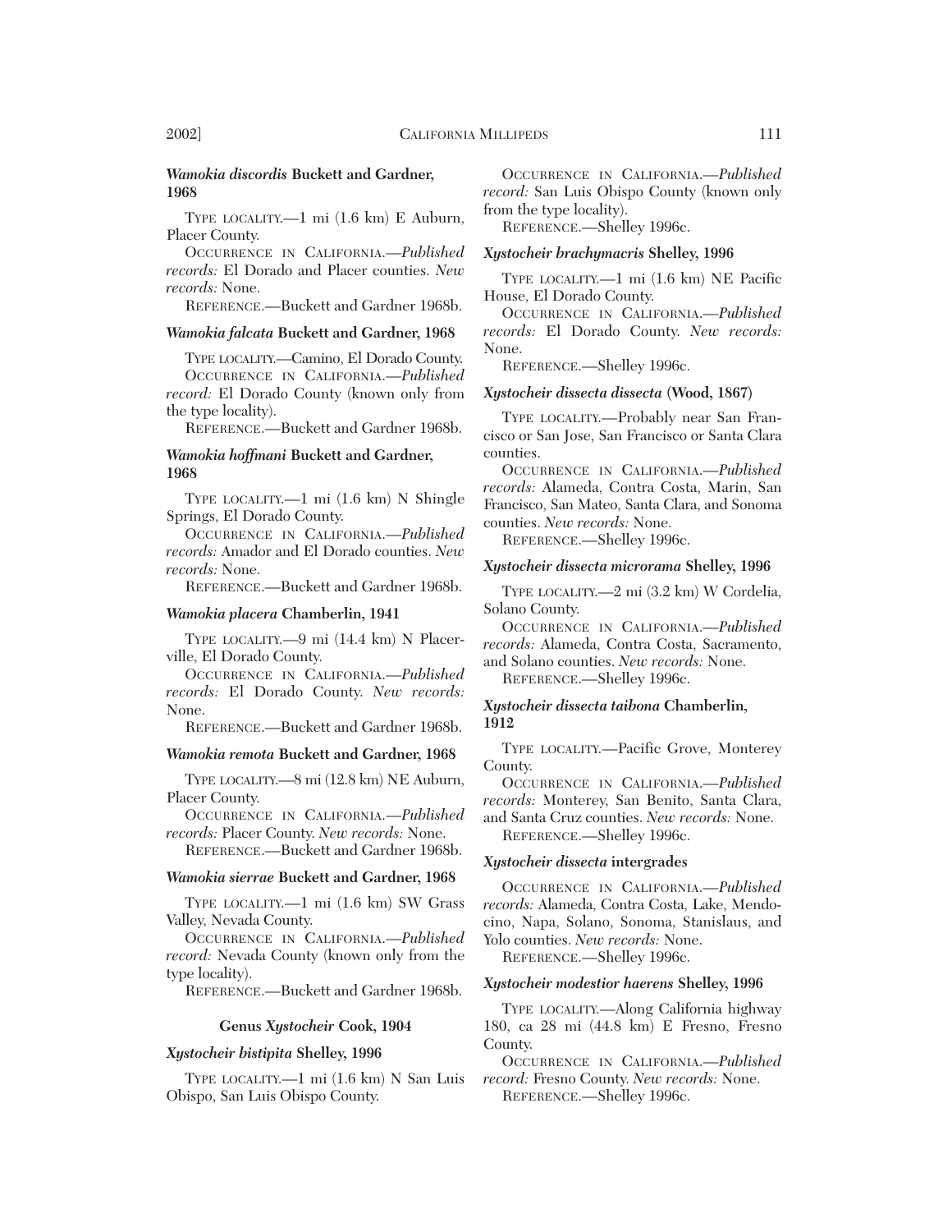### *Wamokia discordis* Buckett and Gardner, 1968

TYPE LOCALITY.—1 mi (1.6 km) E Auburn, Placer County.

OCCURRENCE IN CALIFORNIA.—*Published records:* El Dorado and Placer counties. *New records:* None.

REFERENCE.—Buckett and Gardner 1968b.

### *Wamokia falcata* Buckett and Gardner, 1968

TYPE LOCALITY.—Camino, El Dorado County.

OCCURRENCE IN CALIFORNIA.—*Published record:* El Dorado County (known only from the type locality).

REFERENCE.—Buckett and Gardner 1968b.

### *Wamokia hoffmani* Buckett and Gardner, 1968

TYPE LOCALITY.—1 mi (1.6 km) N Shingle Springs, El Dorado County.

OCCURRENCE IN CALIFORNIA.—*Published records:* Amador and El Dorado counties. *New records:* None.

REFERENCE.—Buckett and Gardner 1968b.

### *Wamokia placera* Chamberlin, 1941

TYPE LOCALITY.—9 mi (14.4 km) N Placerville, El Dorado County.

OCCURRENCE IN CALIFORNIA.—*Published records:* El Dorado County. *New records:* None.

REFERENCE.—Buckett and Gardner 1968b.

### *Wamokia remota* Buckett and Gardner, 1968

TYPE LOCALITY.—8 mi (12.8 km) NE Auburn, Placer County.

OCCURRENCE IN CALIFORNIA.—*Published records:* Placer County. *New records:* None.

REFERENCE.—Buckett and Gardner 1968b.

### *Wamokia sierrae* Buckett and Gardner, 1968

TYPE LOCALITY.—1 mi (1.6 km) SW Grass Valley, Nevada County.

OCCURRENCE IN CALIFORNIA.—*Published record:* Nevada County (known only from the type locality).

REFERENCE.—Buckett and Gardner 1968b.

## Genus *Xystocheir* Cook, 1904

### *Xystocheir bistipita* Shelley, 1996

TYPE LOCALITY.—1 mi (1.6 km) N San Luis Obispo, San Luis Obispo County.

OCCURRENCE IN CALIFORNIA.—*Published record:* San Luis Obispo County (known only from the type locality).

REFERENCE.—Shelley 1996c.

### *Xystocheir brachymacris* Shelley, 1996

TYPE LOCALITY.—1 mi (1.6 km) NE Pacific House, El Dorado County.

OCCURRENCE IN CALIFORNIA.—*Published records:* El Dorado County. *New records:* None.

REFERENCE.—Shelley 1996c.

### *Xystocheir dissecta dissecta* (Wood, 1867)

TYPE LOCALITY.—Probably near San Francisco or San Jose, San Francisco or Santa Clara counties.

OCCURRENCE IN CALIFORNIA.—*Published records:* Alameda, Contra Costa, Marin, San Francisco, San Mateo, Santa Clara, and Sonoma counties. *New records:* None.

REFERENCE.—Shelley 1996c.

### *Xystocheir dissecta microrama* Shelley, 1996

TYPE LOCALITY.—2 mi (3.2 km) W Cordelia, Solano County.

OCCURRENCE IN CALIFORNIA.—*Published records:* Alameda, Contra Costa, Sacramento, and Solano counties. *New records:* None.

REFERENCE.—Shelley 1996c.

### *Xystocheir dissecta taibona* Chamberlin, 1912

TYPE LOCALITY.—Pacific Grove, Monterey County.

OCCURRENCE IN CALIFORNIA.—*Published records:* Monterey, San Benito, Santa Clara, and Santa Cruz counties. *New records:* None.

REFERENCE.—Shelley 1996c.

### *Xystocheir dissecta* intergrades

OCCURRENCE IN CALIFORNIA.—*Published records:* Alameda, Contra Costa, Lake, Mendocino, Napa, Solano, Sonoma, Stanislaus, and Yolo counties. *New records:* None.

REFERENCE.—Shelley 1996c.

### *Xystocheir modestior haerens* Shelley, 1996

TYPE LOCALITY.—Along California highway 180, ca 28 mi (44.8 km) E Fresno, Fresno County.

OCCURRENCE IN CALIFORNIA.—*Published record:* Fresno County. *New records:* None.

REFERENCE.—Shelley 1996c.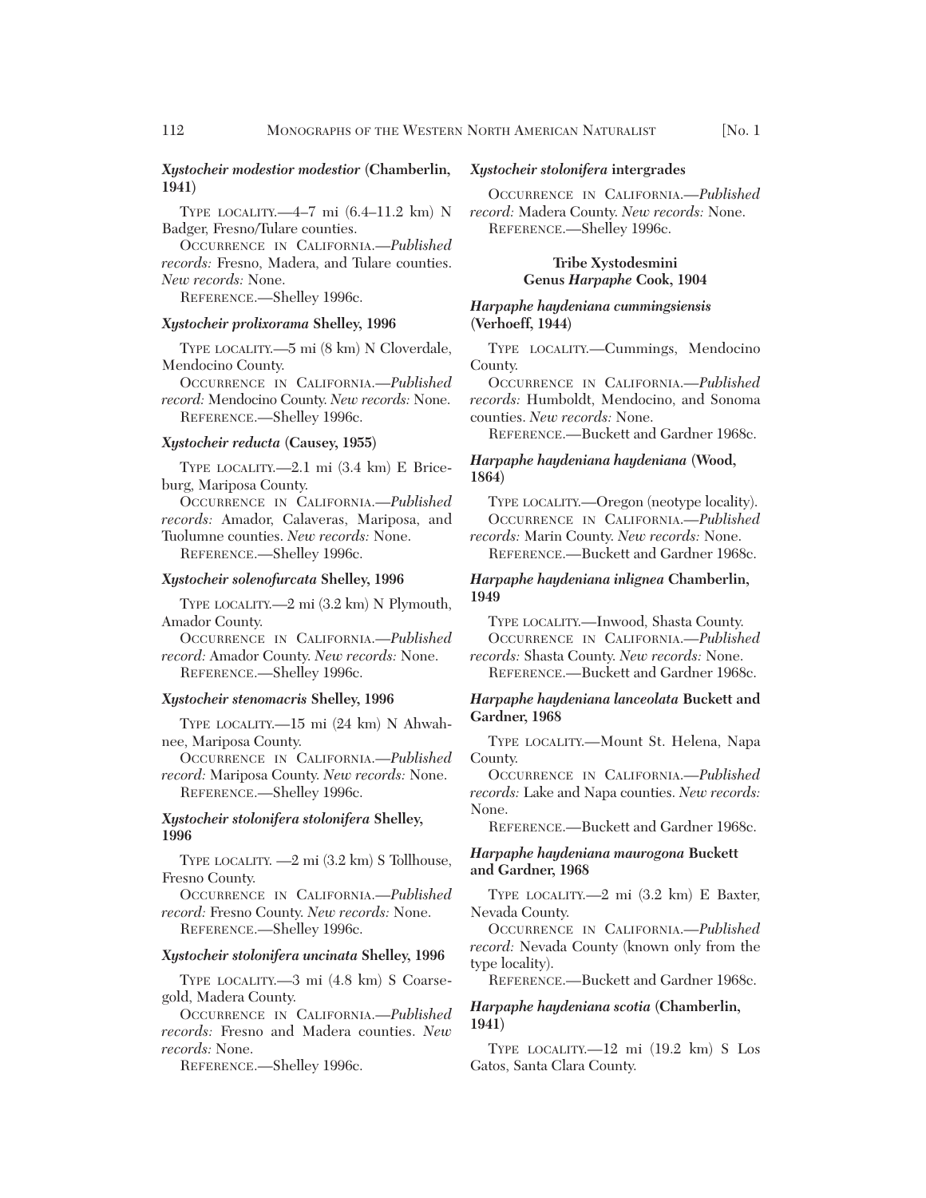### *Xystocheir modestior modestior* (Chamberlin, 1941)

Type locality.—4–7 mi (6.4–11.2 km) N Badger, Fresno/Tulare counties.

Occurrence in California.—*Published records:* Fresno, Madera, and Tulare counties. *New records:* None.

Reference.—Shelley 1996c.

### *Xystocheir prolixorama* Shelley, 1996

Type locality.—5 mi (8 km) N Cloverdale, Mendocino County.

Occurrence in California.—*Published record:* Mendocino County. *New records:* None.

Reference.—Shelley 1996c.

### *Xystocheir reducta* (Causey, 1955)

Type locality.—2.1 mi (3.4 km) E Briceburg, Mariposa County.

Occurrence in California.—*Published records:* Amador, Calaveras, Mariposa, and Tuolumne counties. *New records:* None.

Reference.—Shelley 1996c.

### *Xystocheir solenofurcata* Shelley, 1996

Type locality.—2 mi (3.2 km) N Plymouth, Amador County.

Occurrence in California.—*Published record:* Amador County. *New records:* None.

Reference.—Shelley 1996c.

### *Xystocheir stenomacris* Shelley, 1996

Type locality.—15 mi (24 km) N Ahwahnee, Mariposa County.

Occurrence in California.—*Published record:* Mariposa County. *New records:* None.

Reference.—Shelley 1996c.

### *Xystocheir stolonifera stolonifera* Shelley, 1996

Type locality. —2 mi (3.2 km) S Tollhouse, Fresno County.

Occurrence in California.—*Published record:* Fresno County. *New records:* None.

Reference.—Shelley 1996c.

### *Xystocheir stolonifera uncinata* Shelley, 1996

Type locality.—3 mi (4.8 km) S Coarsegold, Madera County.

Occurrence in California.—*Published records:* Fresno and Madera counties. *New records:* None.

Reference.—Shelley 1996c.

### *Xystocheir stolonifera* intergrades

Occurrence in California.—*Published record:* Madera County. *New records:* None.

Reference.—Shelley 1996c.

## Tribe Xystodesmini
## Genus *Harpaphe* Cook, 1904

### *Harpaphe haydeniana cummingsiensis* (Verhoeff, 1944)

Type locality.—Cummings, Mendocino County.

Occurrence in California.—*Published records:* Humboldt, Mendocino, and Sonoma counties. *New records:* None.

Reference.—Buckett and Gardner 1968c.

### *Harpaphe haydeniana haydeniana* (Wood, 1864)

Type locality.—Oregon (neotype locality).

Occurrence in California.—*Published records:* Marin County. *New records:* None.

Reference.—Buckett and Gardner 1968c.

### *Harpaphe haydeniana inlignea* Chamberlin, 1949

Type locality.—Inwood, Shasta County.

Occurrence in California.—*Published records:* Shasta County. *New records:* None.

Reference.—Buckett and Gardner 1968c.

### *Harpaphe haydeniana lanceolata* Buckett and Gardner, 1968

Type locality.—Mount St. Helena, Napa County.

Occurrence in California.—*Published records:* Lake and Napa counties. *New records:* None.

Reference.—Buckett and Gardner 1968c.

### *Harpaphe haydeniana maurogona* Buckett and Gardner, 1968

Type locality.—2 mi (3.2 km) E Baxter, Nevada County.

Occurrence in California.—*Published record:* Nevada County (known only from the type locality).

Reference.—Buckett and Gardner 1968c.

### *Harpaphe haydeniana scotia* (Chamberlin, 1941)

Type locality.—12 mi (19.2 km) S Los Gatos, Santa Clara County.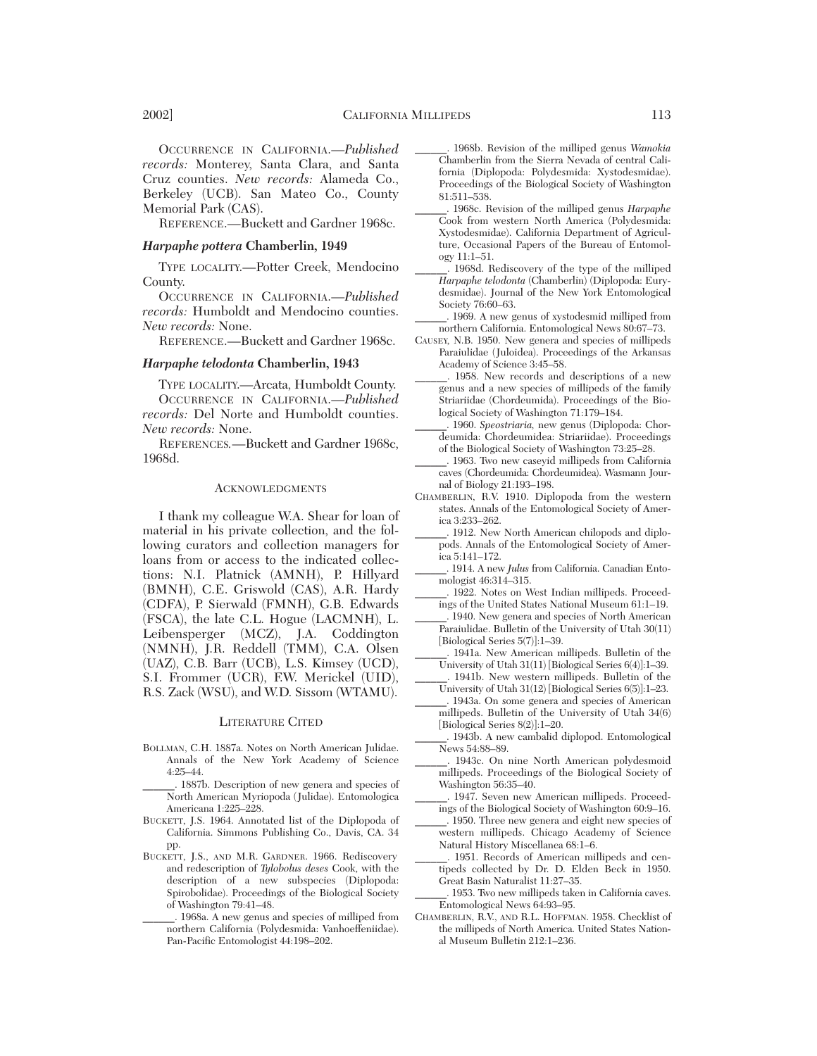OCCURRENCE IN CALIFORNIA.—*Published records:* Monterey, Santa Clara, and Santa Cruz counties. *New records:* Alameda Co., Berkeley (UCB). San Mateo Co., County Memorial Park (CAS).

REFERENCE.—Buckett and Gardner 1968c.

### *Harpaphe pottera* Chamberlin, 1949

TYPE LOCALITY.—Potter Creek, Mendocino County.

OCCURRENCE IN CALIFORNIA.—*Published records:* Humboldt and Mendocino counties. *New records:* None.

REFERENCE.—Buckett and Gardner 1968c.

### *Harpaphe telodonta* Chamberlin, 1943

TYPE LOCALITY.—Arcata, Humboldt County.

OCCURRENCE IN CALIFORNIA.—*Published records:* Del Norte and Humboldt counties. *New records:* None.

REFERENCES.—Buckett and Gardner 1968c, 1968d.

## ACKNOWLEDGMENTS

I thank my colleague W.A. Shear for loan of material in his private collection, and the following curators and collection managers for loans from or access to the indicated collections: N.I. Platnick (AMNH), P. Hillyard (BMNH), C.E. Griswold (CAS), A.R. Hardy (CDFA), P. Sierwald (FMNH), G.B. Edwards (FSCA), the late C.L. Hogue (LACMNH), L. Leibensperger (MCZ), J.A. Coddington (NMNH), J.R. Reddell (TMM), C.A. Olsen (UAZ), C.B. Barr (UCB), L.S. Kimsey (UCD), S.I. Frommer (UCR), F.W. Merickel (UID), R.S. Zack (WSU), and W.D. Sissom (WTAMU).

## LITERATURE CITED

BOLLMAN, C.H. 1887a. Notes on North American Julidae. Annals of the New York Academy of Science 4:25–44.

______. 1887b. Description of new genera and species of North American Myriopoda (Julidae). Entomologica Americana 1:225–228.

BUCKETT, J.S. 1964. Annotated list of the Diplopoda of California. Simmons Publishing Co., Davis, CA. 34 pp.

BUCKETT, J.S., AND M.R. GARDNER. 1966. Rediscovery and redescription of *Tylobolus deses* Cook, with the description of a new subspecies (Diplopoda: Spirobolidae). Proceedings of the Biological Society of Washington 79:41–48.

______. 1968a. A new genus and species of milliped from northern California (Polydesmida: Vanhoeffeniidae). Pan-Pacific Entomologist 44:198–202.

______. 1968b. Revision of the milliped genus *Wamokia* Chamberlin from the Sierra Nevada of central California (Diplopoda: Polydesmida: Xystodesmidae). Proceedings of the Biological Society of Washington 81:511–538.

______. 1968c. Revision of the milliped genus *Harpaphe* Cook from western North America (Polydesmida: Xystodesmidae). California Department of Agriculture, Occasional Papers of the Bureau of Entomology 11:1–51.

______. 1968d. Rediscovery of the type of the milliped *Harpaphe telodonta* (Chamberlin) (Diplopoda: Eurydesmidae). Journal of the New York Entomological Society 76:60–63.

______. 1969. A new genus of xystodesmid milliped from northern California. Entomological News 80:67–73.

CAUSEY, N.B. 1950. New genera and species of millipeds Paraiulidae (Juloidea). Proceedings of the Arkansas Academy of Science 3:45–58.

______. 1958. New records and descriptions of a new genus and a new species of millipeds of the family Striariidae (Chordeumida). Proceedings of the Biological Society of Washington 71:179–184.

______. 1960. *Speostriaria,* new genus (Diplopoda: Chordeumida: Chordeumidea: Striariidae). Proceedings of the Biological Society of Washington 73:25–28.

______. 1963. Two new caseyid millipeds from California caves (Chordeumida: Chordeumidea). Wasmann Journal of Biology 21:193–198.

CHAMBERLIN, R.V. 1910. Diplopoda from the western states. Annals of the Entomological Society of America 3:233–262.

______. 1912. New North American chilopods and diplopods. Annals of the Entomological Society of America 5:141–172.

______. 1914. A new *Julus* from California. Canadian Entomologist 46:314–315.

______. 1922. Notes on West Indian millipeds. Proceedings of the United States National Museum 61:1–19.

______. 1940. New genera and species of North American Paraiulidae. Bulletin of the University of Utah 30(11) [Biological Series 5(7)]:1–39.

______. 1941a. New American millipeds. Bulletin of the University of Utah 31(11) [Biological Series 6(4)]:1–39.

______. 1941b. New western millipeds. Bulletin of the University of Utah 31(12) [Biological Series 6(5)]:1–23.

______. 1943a. On some genera and species of American millipeds. Bulletin of the University of Utah 34(6) [Biological Series 8(2)]:1–20.

______. 1943b. A new cambalid diplopod. Entomological News 54:88–89.

______. 1943c. On nine North American polydesmoid millipeds. Proceedings of the Biological Society of Washington 56:35–40.

______. 1947. Seven new American millipeds. Proceedings of the Biological Society of Washington 60:9–16.

______. 1950. Three new genera and eight new species of western millipeds. Chicago Academy of Science Natural History Miscellanea 68:1–6.

______. 1951. Records of American millipeds and centipeds collected by Dr. D. Elden Beck in 1950. Great Basin Naturalist 11:27–35.

______. 1953. Two new millipeds taken in California caves. Entomological News 64:93–95.

CHAMBERLIN, R.V., AND R.L. HOFFMAN. 1958. Checklist of the millipeds of North America. United States National Museum Bulletin 212:1–236.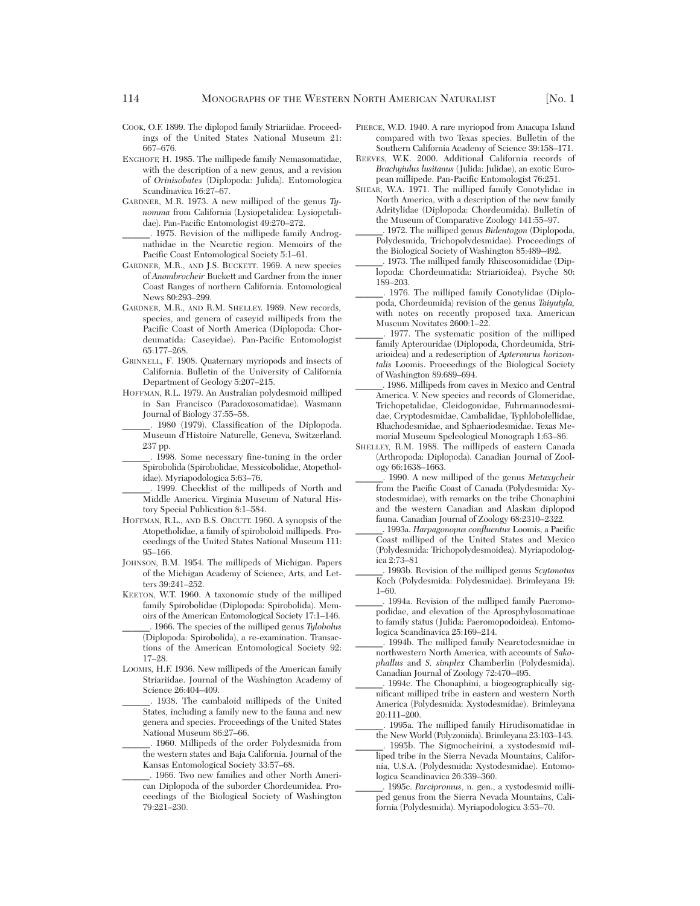COOK, O.F. 1899. The diplopod family Striariidae. Proceedings of the United States National Museum 21: 667–676.

ENGHOFF, H. 1985. The millipede family Nemasomatidae, with the description of a new genus, and a revision of *Orinisobates* (Diplopoda: Julida). Entomologica Scandinavica 16:27–67.

GARDNER, M.R. 1973. A new milliped of the genus *Tynomma* from California (Lysiopetalidea: Lysiopetalidae). Pan-Pacific Entomologist 49:270–272.

______. 1975. Revision of the millipede family Andrognathidae in the Nearctic region. Memoirs of the Pacific Coast Entomological Society 5:1–61.

GARDNER, M.R., AND J.S. BUCKETT. 1969. A new species of *Anombrocheir* Buckett and Gardner from the inner Coast Ranges of northern California. Entomological News 80:293–299.

GARDNER, M.R., AND R.M. SHELLEY. 1989. New records, species, and genera of caseyid millipeds from the Pacific Coast of North America (Diplopoda: Chordeumatida: Caseyidae). Pan-Pacific Entomologist 65:177–268.

GRINNELL, F. 1908. Quaternary myriopods and insects of California. Bulletin of the University of California Department of Geology 5:207–215.

HOFFMAN, R.L. 1979. An Australian polydesmoid milliped in San Francisco (Paradoxosomatidae). Wasmann Journal of Biology 37:55–58.

______. 1980 (1979). Classification of the Diplopoda. Museum d'Histoire Naturelle, Geneva, Switzerland. 237 pp.

______. 1998. Some necessary fine-tuning in the order Spirobolida (Spirobolidae, Messicobolidae, Atopetholidae). Myriapodologica 5:63–76.

______. 1999. Checklist of the millipeds of North and Middle America. Virginia Museum of Natural History Special Publication 8:1–584.

HOFFMAN, R.L., AND B.S. ORCUTT. 1960. A synopsis of the Atopetholidae, a family of spiroboloid millipeds. Proceedings of the United States National Museum 111: 95–166.

JOHNSON, B.M. 1954. The millipeds of Michigan. Papers of the Michigan Academy of Science, Arts, and Letters 39:241–252.

KEETON, W.T. 1960. A taxonomic study of the milliped family Spirobolidae (Diplopoda: Spirobolida). Memoirs of the American Entomological Society 17:1–146.

______. 1966. The species of the milliped genus *Tylobolus* (Diplopoda: Spirobolida), a re-examination. Transactions of the American Entomological Society 92: 17–28.

LOOMIS, H.F. 1936. New millipeds of the American family Striariidae. Journal of the Washington Academy of Science 26:404–409.

______. 1938. The cambaloid millipeds of the United States, including a family new to the fauna and new genera and species. Proceedings of the United States National Museum 86:27–66.

______. 1960. Millipeds of the order Polydesmida from the western states and Baja California. Journal of the Kansas Entomological Society 33:57–68.

______. 1966. Two new families and other North American Diplopoda of the suborder Chordeumidea. Proceedings of the Biological Society of Washington 79:221–230.

PIERCE, W.D. 1940. A rare myriopod from Anacapa Island compared with two Texas species. Bulletin of the Southern California Academy of Science 39:158–171.

REEVES, W.K. 2000. Additional California records of *Brachyiulus lusitanus* (Julida: Julidae), an exotic European millipede. Pan-Pacific Entomologist 76:251.

SHEAR, W.A. 1971. The milliped family Conotylidae in North America, with a description of the new family Adritylidae (Diplopoda: Chordeumida). Bulletin of the Museum of Comparative Zoology 141:55–97.

______. 1972. The milliped genus *Bidentogon* (Diplopoda, Polydesmida, Trichopolydesmidae). Proceedings of the Biological Society of Washington 85:489–492.

______. 1973. The milliped family Rhiscosomididae (Diplopoda: Chordeumatida: Striarioidea). Psyche 80: 189–203.

______. 1976. The milliped family Conotylidae (Diplopoda, Chordeumida) revision of the genus *Taiyutyla*, with notes on recently proposed taxa. American Museum Novitates 2600:1–22.

______. 1977. The systematic position of the milliped family Apterouridae (Diplopoda, Chordeumida, Striarioidea) and a redescription of *Apterourus horizontalis* Loomis. Proceedings of the Biological Society of Washington 89:689–694.

______. 1986. Millipeds from caves in Mexico and Central America. V. New species and records of Glomeridae, Trichopetalidae, Cleidogonidae, Fuhrmannodesmidae, Cryptodesmidae, Cambalidae, Typhlobolellidae, Rhachodesmidae, and Sphaeriodesmidae. Texas Memorial Museum Speleological Monograph 1:63–86.

SHELLEY, R.M. 1988. The millipeds of eastern Canada (Arthropoda: Diplopoda). Canadian Journal of Zoology 66:1638–1663.

______. 1990. A new milliped of the genus *Metaxycheir* from the Pacific Coast of Canada (Polydesmida: Xystodesmidae), with remarks on the tribe Chonaphini and the western Canadian and Alaskan diplopod fauna. Canadian Journal of Zoology 68:2310–2322.

______. 1993a. *Harpagonopus confluentus* Loomis, a Pacific Coast milliped of the United States and Mexico (Polydesmida: Trichopolydesmoidea). Myriapodologica 2:73–81

______. 1993b. Revision of the milliped genus *Scytonotus* Koch (Polydesmida: Polydesmidae). Brimleyana 19: 1–60.

______. 1994a. Revision of the milliped family Paeromopodidae, and elevation of the Aprosphylosomatinae to family status (Julida: Paeromopodoidea). Entomologica Scandinavica 25:169–214.

______. 1994b. The milliped family Nearctodesmidae in northwestern North America, with accounts of *Sakophallus* and *S. simplex* Chamberlin (Polydesmida). Canadian Journal of Zoology 72:470–495.

______. 1994c. The Chonaphini, a biogeographically significant milliped tribe in eastern and western North America (Polydesmida: Xystodesmidae). Brimleyana 20:111–200.

______. 1995a. The milliped family Hirudisomatidae in the New World (Polyzoniida). Brimleyana 23:103–143.

______. 1995b. The Sigmocheirini, a xystodesmid milliped tribe in the Sierra Nevada Mountains, California, U.S.A. (Polydesmida: Xystodesmidae). Entomologica Scandinavica 26:339–360.

______. 1995c. *Parcipromus*, n. gen., a xystodesmid milliped genus from the Sierra Nevada Mountains, California (Polydesmida). Myriapodologica 3:53–70.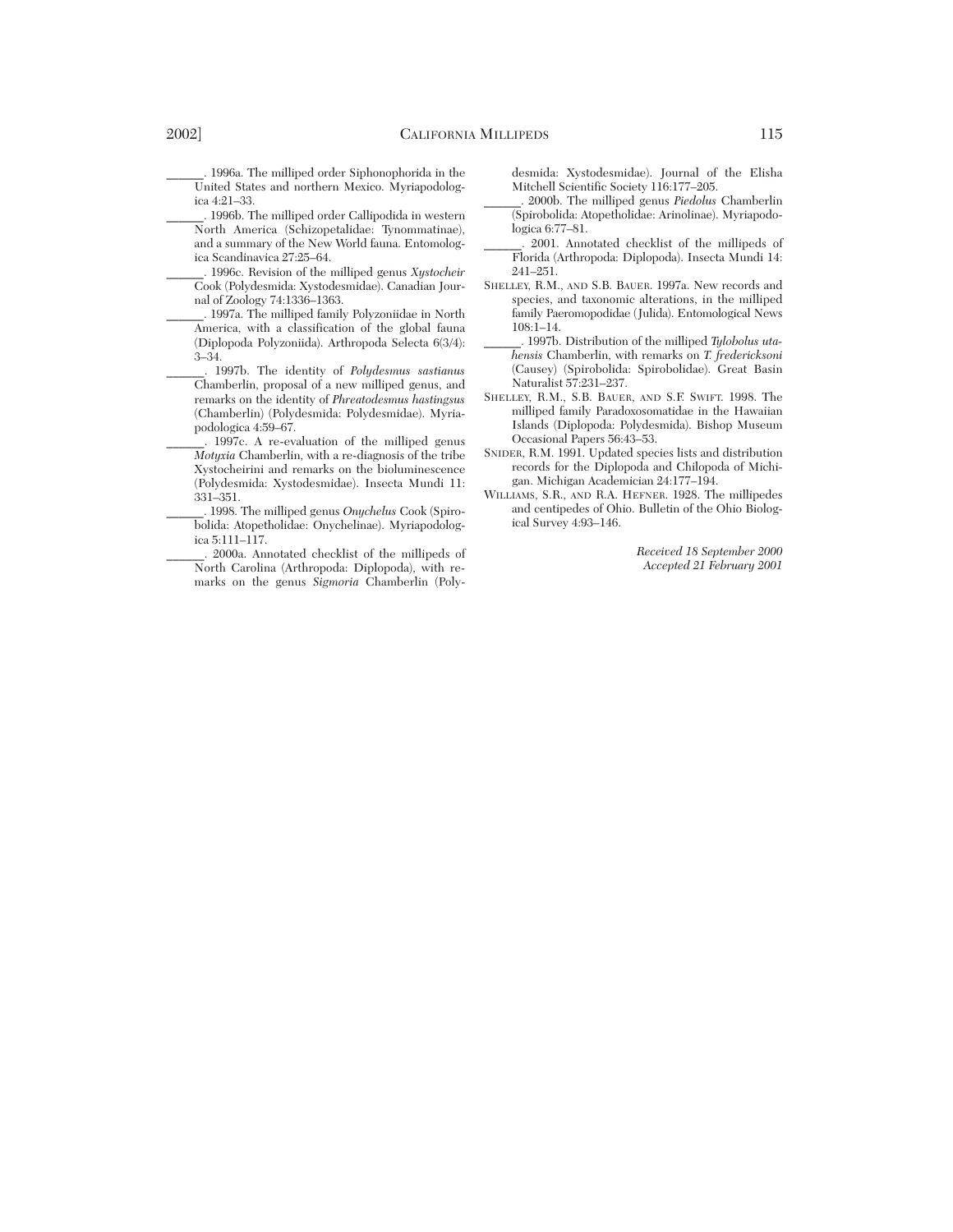______. 1996a. The milliped order Siphonophorida in the United States and northern Mexico. Myriapodologica 4:21–33.

______. 1996b. The milliped order Callipodida in western North America (Schizopetalidae: Tynommatinae), and a summary of the New World fauna. Entomologica Scandinavica 27:25–64.

______. 1996c. Revision of the milliped genus *Xystocheir* Cook (Polydesmida: Xystodesmidae). Canadian Journal of Zoology 74:1336–1363.

______. 1997a. The milliped family Polyzoniidae in North America, with a classification of the global fauna (Diplopoda Polyzoniida). Arthropoda Selecta 6(3/4): 3–34.

______. 1997b. The identity of *Polydesmus sastianus* Chamberlin, proposal of a new milliped genus, and remarks on the identity of *Phreatodesmus hastingsus* (Chamberlin) (Polydesmida: Polydesmidae). Myriapodologica 4:59–67.

______. 1997c. A re-evaluation of the milliped genus *Motyxia* Chamberlin, with a re-diagnosis of the tribe Xystocheirini and remarks on the bioluminescence (Polydesmida: Xystodesmidae). Insecta Mundi 11: 331–351.

______. 1998. The milliped genus *Onychelus* Cook (Spirobolida: Atopetholidae: Onychelinae). Myriapodologica 5:111–117.

______. 2000a. Annotated checklist of the millipeds of North Carolina (Arthropoda: Diplopoda), with remarks on the genus *Sigmoria* Chamberlin (Polydesmida: Xystodesmidae). Journal of the Elisha Mitchell Scientific Society 116:177–205.

______. 2000b. The milliped genus *Piedolus* Chamberlin (Spirobolida: Atopetholidae: Arinolinae). Myriapodologica 6:77–81.

______. 2001. Annotated checklist of the millipeds of Florida (Arthropoda: Diplopoda). Insecta Mundi 14: 241–251.

Shelley, R.M., and S.B. Bauer. 1997a. New records and species, and taxonomic alterations, in the milliped family Paeromopodidae (Julida). Entomological News 108:1–14.

______. 1997b. Distribution of the milliped *Tylobolus utahensis* Chamberlin, with remarks on *T. fredericksoni* (Causey) (Spirobolida: Spirobolidae). Great Basin Naturalist 57:231–237.

Shelley, R.M., S.B. Bauer, and S.F. Swift. 1998. The milliped family Paradoxosomatidae in the Hawaiian Islands (Diplopoda: Polydesmida). Bishop Museum Occasional Papers 56:43–53.

Snider, R.M. 1991. Updated species lists and distribution records for the Diplopoda and Chilopoda of Michigan. Michigan Academician 24:177–194.

Williams, S.R., and R.A. Hefner. 1928. The millipedes and centipedes of Ohio. Bulletin of the Ohio Biological Survey 4:93–146.

*Received 18 September 2000*
*Accepted 21 February 2001*